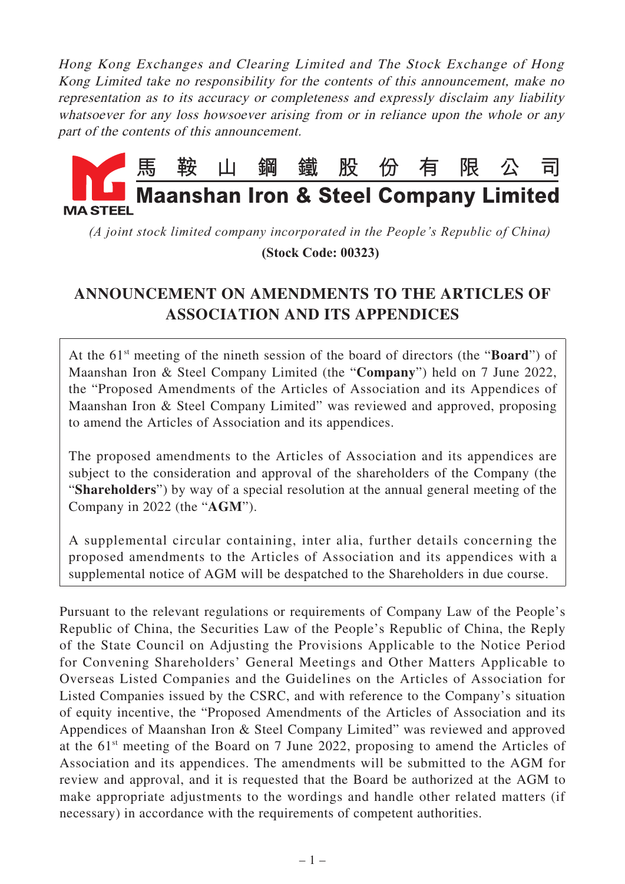*Hong Kong Exchanges and Clearing Limited and The Stock Exchange of Hong Kong Limited take no responsibility for the contents of this announcement, make no representation as to its accuracy or completeness and expressly disclaim any liability whatsoever for any loss howsoever arising from or in reliance upon the whole or any part of the contents of this announcement.*

# 馬鞍山鋼鐵股份有限公司
# Maanshan Iron & Steel Company Limited

MA STEEL

*(A joint stock limited company incorporated in the People's Republic of China)*

**(Stock Code: 00323)**

## ANNOUNCEMENT ON AMENDMENTS TO THE ARTICLES OF ASSOCIATION AND ITS APPENDICES

At the 61st meeting of the nineth session of the board of directors (the "**Board**") of Maanshan Iron & Steel Company Limited (the "**Company**") held on 7 June 2022, the "Proposed Amendments of the Articles of Association and its Appendices of Maanshan Iron & Steel Company Limited" was reviewed and approved, proposing to amend the Articles of Association and its appendices.

The proposed amendments to the Articles of Association and its appendices are subject to the consideration and approval of the shareholders of the Company (the "**Shareholders**") by way of a special resolution at the annual general meeting of the Company in 2022 (the "**AGM**").

A supplemental circular containing, inter alia, further details concerning the proposed amendments to the Articles of Association and its appendices with a supplemental notice of AGM will be despatched to the Shareholders in due course.

Pursuant to the relevant regulations or requirements of Company Law of the People's Republic of China, the Securities Law of the People's Republic of China, the Reply of the State Council on Adjusting the Provisions Applicable to the Notice Period for Convening Shareholders' General Meetings and Other Matters Applicable to Overseas Listed Companies and the Guidelines on the Articles of Association for Listed Companies issued by the CSRC, and with reference to the Company's situation of equity incentive, the "Proposed Amendments of the Articles of Association and its Appendices of Maanshan Iron & Steel Company Limited" was reviewed and approved at the 61st meeting of the Board on 7 June 2022, proposing to amend the Articles of Association and its appendices. The amendments will be submitted to the AGM for review and approval, and it is requested that the Board be authorized at the AGM to make appropriate adjustments to the wordings and handle other related matters (if necessary) in accordance with the requirements of competent authorities.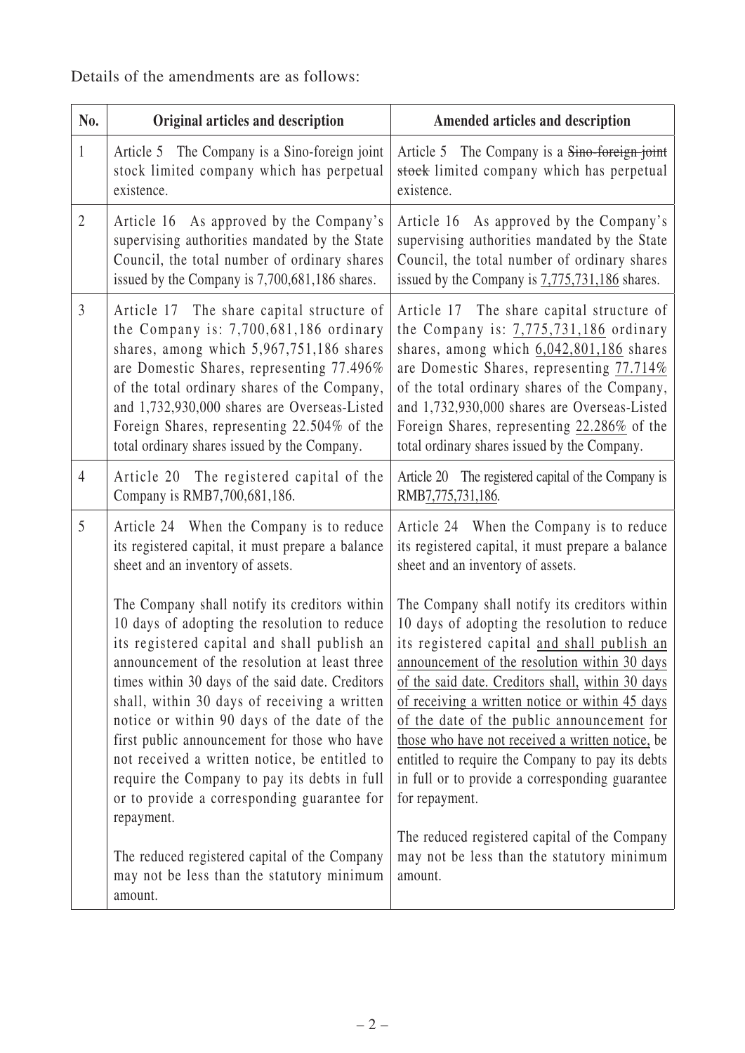Details of the amendments are as follows:

| No. | Original articles and description | Amended articles and description |
|---|---|---|
| 1 | Article 5 The Company is a Sino-foreign joint stock limited company which has perpetual existence. | Article 5 The Company is a ~~Sino-foreign joint stock~~ limited company which has perpetual existence. |
| 2 | Article 16 As approved by the Company's supervising authorities mandated by the State Council, the total number of ordinary shares issued by the Company is 7,700,681,186 shares. | Article 16 As approved by the Company's supervising authorities mandated by the State Council, the total number of ordinary shares issued by the Company is <u>7,775,731,186</u> shares. |
| 3 | Article 17 The share capital structure of the Company is: 7,700,681,186 ordinary shares, among which 5,967,751,186 shares are Domestic Shares, representing 77.496% of the total ordinary shares of the Company, and 1,732,930,000 shares are Overseas-Listed Foreign Shares, representing 22.504% of the total ordinary shares issued by the Company. | Article 17 The share capital structure of the Company is: <u>7,775,731,186</u> ordinary shares, among which <u>6,042,801,186</u> shares are Domestic Shares, representing <u>77.714%</u> of the total ordinary shares of the Company, and 1,732,930,000 shares are Overseas-Listed Foreign Shares, representing <u>22.286%</u> of the total ordinary shares issued by the Company. |
| 4 | Article 20 The registered capital of the Company is RMB7,700,681,186. | Article 20 The registered capital of the Company is RMB<u>7,775,731,186</u>. |
| 5 | Article 24 When the Company is to reduce its registered capital, it must prepare a balance sheet and an inventory of assets.<br><br>The Company shall notify its creditors within 10 days of adopting the resolution to reduce its registered capital and shall publish an announcement of the resolution at least three times within 30 days of the said date. Creditors shall, within 30 days of receiving a written notice or within 90 days of the date of the first public announcement for those who have not received a written notice, be entitled to require the Company to pay its debts in full or to provide a corresponding guarantee for repayment.<br><br>The reduced registered capital of the Company may not be less than the statutory minimum amount. | Article 24 When the Company is to reduce its registered capital, it must prepare a balance sheet and an inventory of assets.<br><br>The Company shall notify its creditors within 10 days of adopting the resolution to reduce its registered capital <u>and shall publish an announcement of the resolution within 30 days of the said date. Creditors shall,</u> <u>within 30 days of receiving a written notice or within 45 days of the date of the public announcement</u> <u>for those who have not received a written notice,</u> be entitled to require the Company to pay its debts in full or to provide a corresponding guarantee for repayment.<br><br>The reduced registered capital of the Company may not be less than the statutory minimum amount. |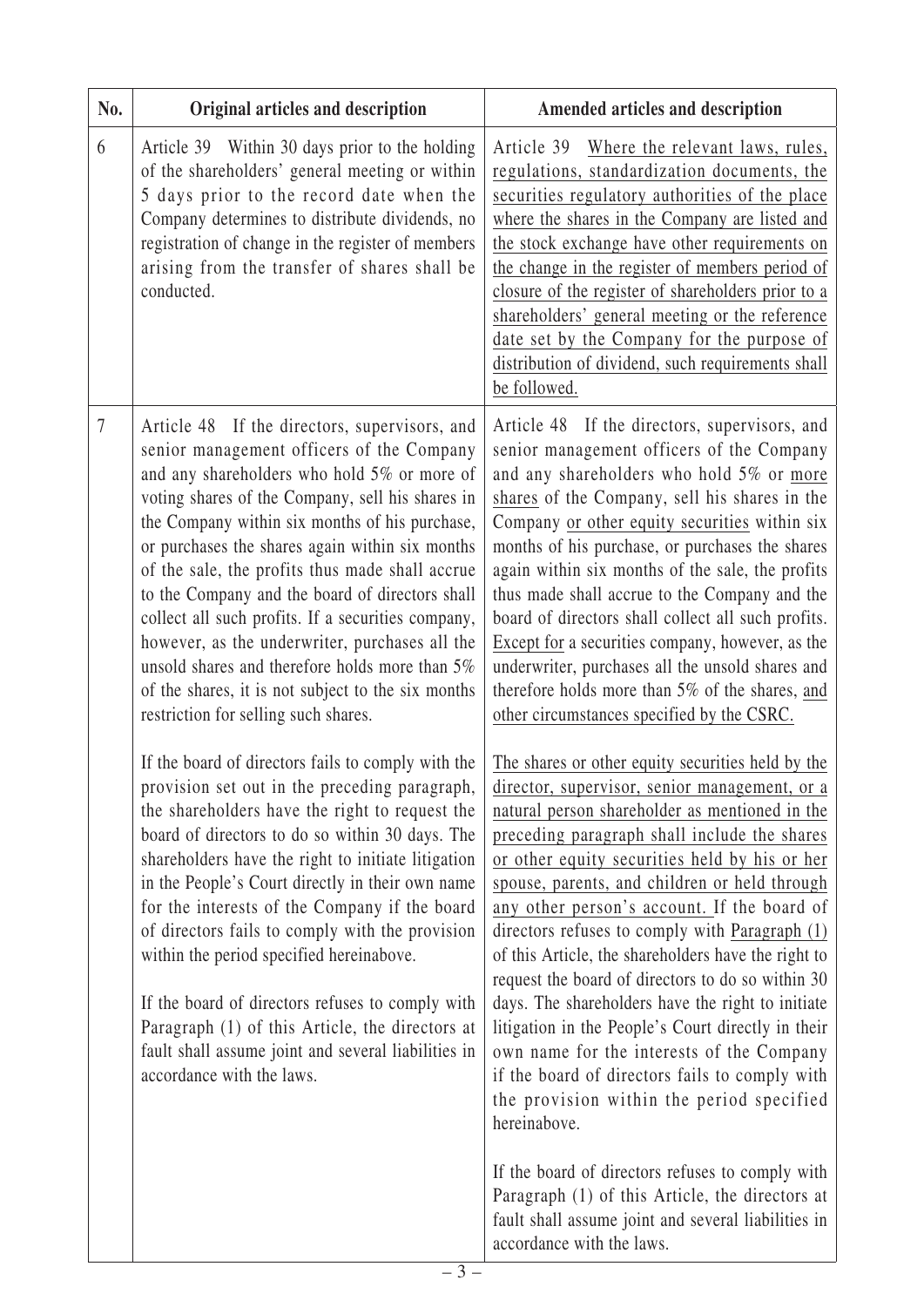| No. | Original articles and description | Amended articles and description |
| --- | --- | --- |
| 6 | Article 39 Within 30 days prior to the holding of the shareholders' general meeting or within 5 days prior to the record date when the Company determines to distribute dividends, no registration of change in the register of members arising from the transfer of shares shall be conducted. | Article 39 Where the relevant laws, rules, regulations, standardization documents, the securities regulatory authorities of the place where the shares in the Company are listed and the stock exchange have other requirements on the change in the register of members period of closure of the register of shareholders prior to a shareholders' general meeting or the reference date set by the Company for the purpose of distribution of dividend, such requirements shall be followed. |
| 7 | Article 48 If the directors, supervisors, and senior management officers of the Company and any shareholders who hold 5% or more of voting shares of the Company, sell his shares in the Company within six months of his purchase, or purchases the shares again within six months of the sale, the profits thus made shall accrue to the Company and the board of directors shall collect all such profits. If a securities company, however, as the underwriter, purchases all the unsold shares and therefore holds more than 5% of the shares, it is not subject to the six months restriction for selling such shares.<br><br>If the board of directors fails to comply with the provision set out in the preceding paragraph, the shareholders have the right to request the board of directors to do so within 30 days. The shareholders have the right to initiate litigation in the People's Court directly in their own name for the interests of the Company if the board of directors fails to comply with the provision within the period specified hereinabove.<br><br>If the board of directors refuses to comply with Paragraph (1) of this Article, the directors at fault shall assume joint and several liabilities in accordance with the laws. | Article 48 If the directors, supervisors, and senior management officers of the Company and any shareholders who hold 5% or more shares of the Company, sell his shares in the Company or other equity securities within six months of his purchase, or purchases the shares again within six months of the sale, the profits thus made shall accrue to the Company and the board of directors shall collect all such profits. Except for a securities company, however, as the underwriter, purchases all the unsold shares and therefore holds more than 5% of the shares, and other circumstances specified by the CSRC.<br><br>The shares or other equity securities held by the director, supervisor, senior management, or a natural person shareholder as mentioned in the preceding paragraph shall include the shares or other equity securities held by his or her spouse, parents, and children or held through any other person's account. If the board of directors refuses to comply with Paragraph (1) of this Article, the shareholders have the right to request the board of directors to do so within 30 days. The shareholders have the right to initiate litigation in the People's Court directly in their own name for the interests of the Company if the board of directors fails to comply with the provision within the period specified hereinabove.<br><br>If the board of directors refuses to comply with Paragraph (1) of this Article, the directors at fault shall assume joint and several liabilities in accordance with the laws. |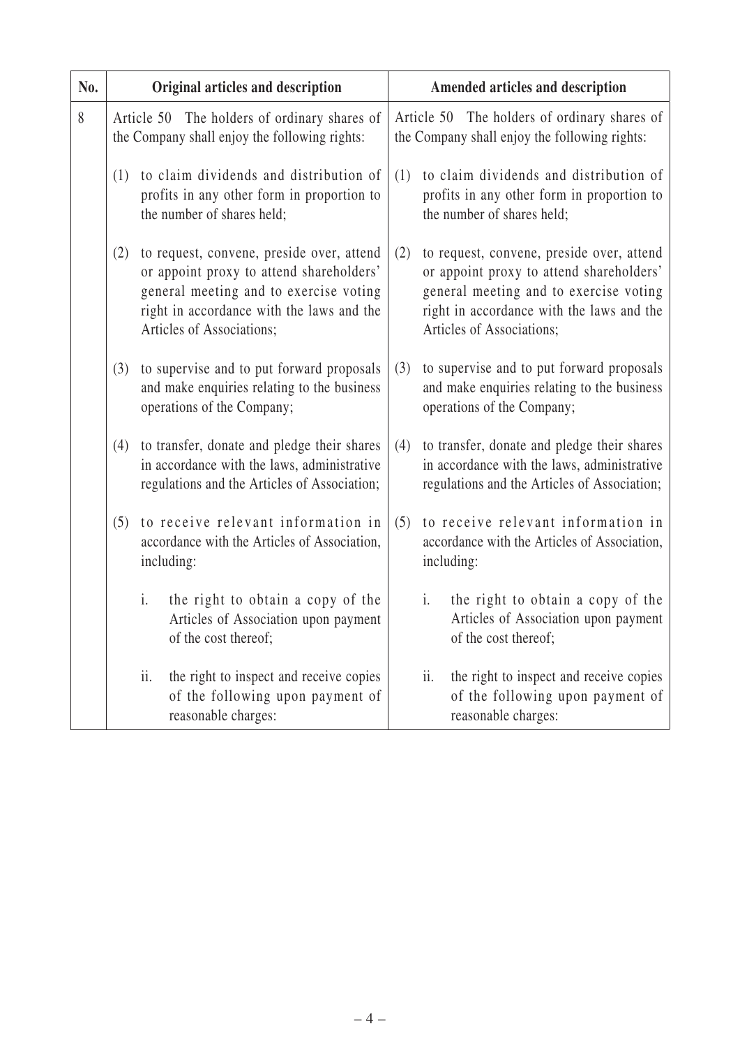| No. | Original articles and description | Amended articles and description |
|---|---|---|
| 8 | Article 50 The holders of ordinary shares of the Company shall enjoy the following rights:<br><br>(1) to claim dividends and distribution of profits in any other form in proportion to the number of shares held;<br><br>(2) to request, convene, preside over, attend or appoint proxy to attend shareholders' general meeting and to exercise voting right in accordance with the laws and the Articles of Associations;<br><br>(3) to supervise and to put forward proposals and make enquiries relating to the business operations of the Company;<br><br>(4) to transfer, donate and pledge their shares in accordance with the laws, administrative regulations and the Articles of Association;<br><br>(5) to receive relevant information in accordance with the Articles of Association, including:<br><br>i. the right to obtain a copy of the Articles of Association upon payment of the cost thereof;<br><br>ii. the right to inspect and receive copies of the following upon payment of reasonable charges: | Article 50 The holders of ordinary shares of the Company shall enjoy the following rights:<br><br>(1) to claim dividends and distribution of profits in any other form in proportion to the number of shares held;<br><br>(2) to request, convene, preside over, attend or appoint proxy to attend shareholders' general meeting and to exercise voting right in accordance with the laws and the Articles of Associations;<br><br>(3) to supervise and to put forward proposals and make enquiries relating to the business operations of the Company;<br><br>(4) to transfer, donate and pledge their shares in accordance with the laws, administrative regulations and the Articles of Association;<br><br>(5) to receive relevant information in accordance with the Articles of Association, including:<br><br>i. the right to obtain a copy of the Articles of Association upon payment of the cost thereof;<br><br>ii. the right to inspect and receive copies of the following upon payment of reasonable charges: |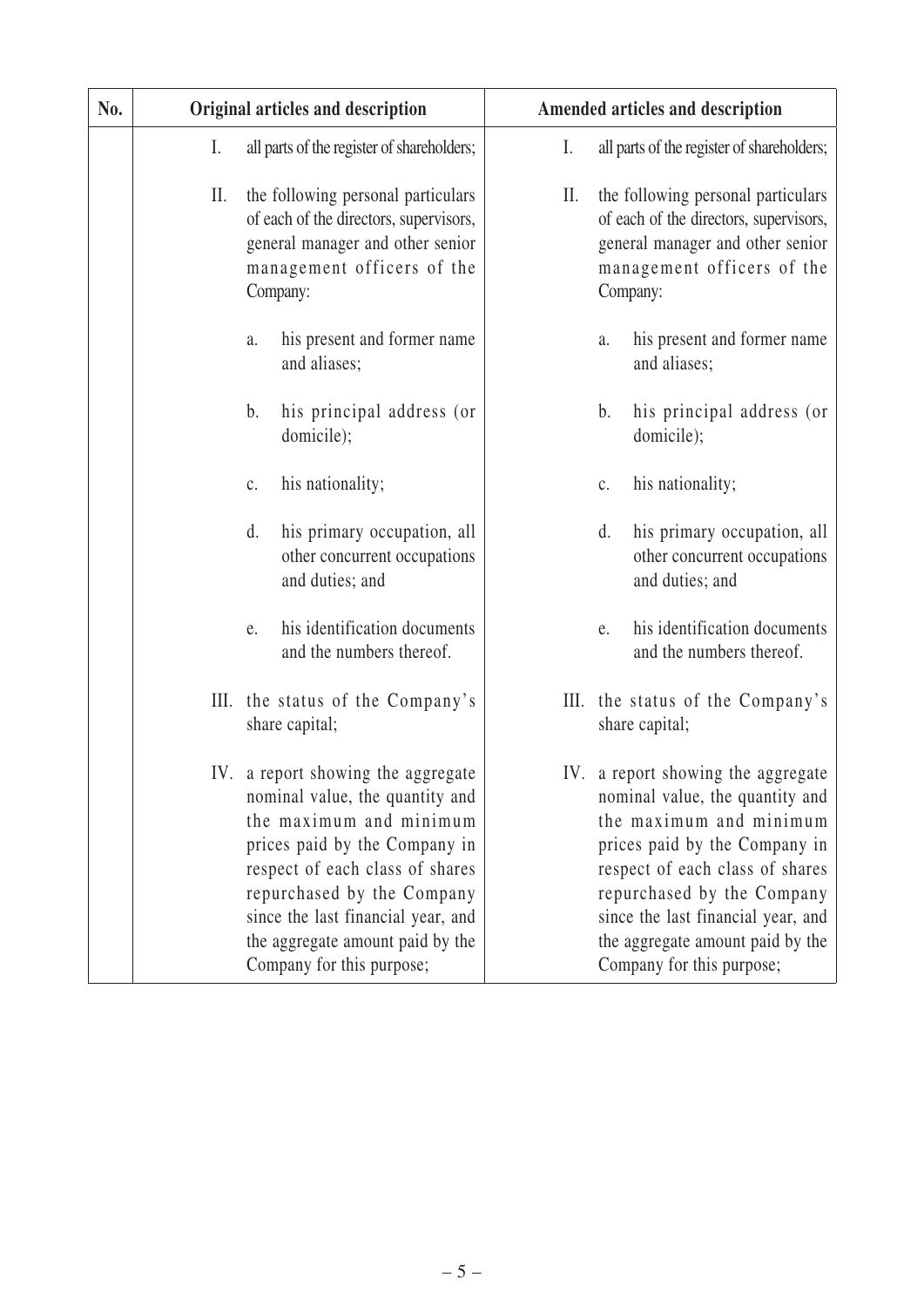| No. | Original articles and description | Amended articles and description |
|---|---|---|
| | I. all parts of the register of shareholders;<br><br>II. the following personal particulars of each of the directors, supervisors, general manager and other senior management officers of the Company:<br><br>a. his present and former name and aliases;<br><br>b. his principal address (or domicile);<br><br>c. his nationality;<br><br>d. his primary occupation, all other concurrent occupations and duties; and<br><br>e. his identification documents and the numbers thereof.<br><br>III. the status of the Company's share capital;<br><br>IV. a report showing the aggregate nominal value, the quantity and the maximum and minimum prices paid by the Company in respect of each class of shares repurchased by the Company since the last financial year, and the aggregate amount paid by the Company for this purpose; | I. all parts of the register of shareholders;<br><br>II. the following personal particulars of each of the directors, supervisors, general manager and other senior management officers of the Company:<br><br>a. his present and former name and aliases;<br><br>b. his principal address (or domicile);<br><br>c. his nationality;<br><br>d. his primary occupation, all other concurrent occupations and duties; and<br><br>e. his identification documents and the numbers thereof.<br><br>III. the status of the Company's share capital;<br><br>IV. a report showing the aggregate nominal value, the quantity and the maximum and minimum prices paid by the Company in respect of each class of shares repurchased by the Company since the last financial year, and the aggregate amount paid by the Company for this purpose; |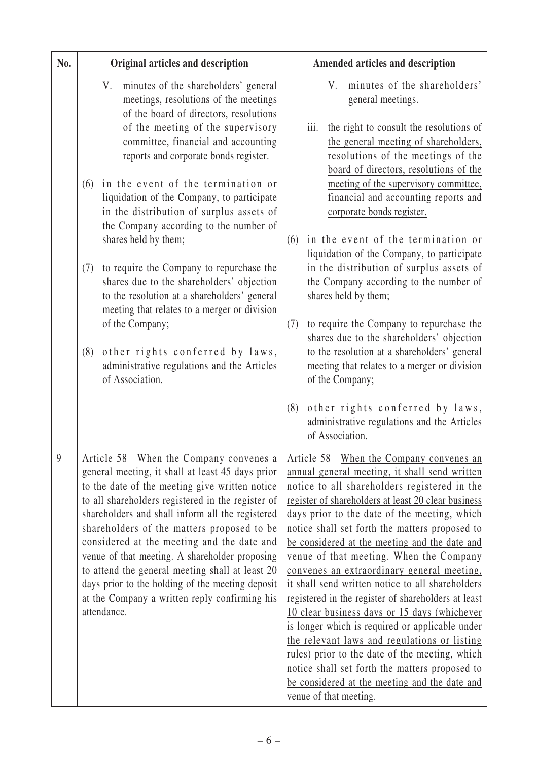| No. | Original articles and description | Amended articles and description |
|---|---|---|
| | V. minutes of the shareholders' general meetings, resolutions of the meetings of the board of directors, resolutions of the meeting of the supervisory committee, financial and accounting reports and corporate bonds register.<br><br>(6) in the event of the termination or liquidation of the Company, to participate in the distribution of surplus assets of the Company according to the number of shares held by them;<br><br>(7) to require the Company to repurchase the shares due to the shareholders' objection to the resolution at a shareholders' general meeting that relates to a merger or division of the Company;<br><br>(8) other rights conferred by laws, administrative regulations and the Articles of Association. | V. minutes of the shareholders' general meetings.<br><br>iii. the right to consult the resolutions of the general meeting of shareholders, resolutions of the meetings of the board of directors, resolutions of the meeting of the supervisory committee, financial and accounting reports and corporate bonds register.<br><br>(6) in the event of the termination or liquidation of the Company, to participate in the distribution of surplus assets of the Company according to the number of shares held by them;<br><br>(7) to require the Company to repurchase the shares due to the shareholders' objection to the resolution at a shareholders' general meeting that relates to a merger or division of the Company;<br><br>(8) other rights conferred by laws, administrative regulations and the Articles of Association. |
| 9 | Article 58 When the Company convenes a general meeting, it shall at least 45 days prior to the date of the meeting give written notice to all shareholders registered in the register of shareholders and shall inform all the registered shareholders of the matters proposed to be considered at the meeting and the date and venue of that meeting. A shareholder proposing to attend the general meeting shall at least 20 days prior to the holding of the meeting deposit at the Company a written reply confirming his attendance. | Article 58 When the Company convenes an annual general meeting, it shall send written notice to all shareholders registered in the register of shareholders at least 20 clear business days prior to the date of the meeting, which notice shall set forth the matters proposed to be considered at the meeting and the date and venue of that meeting. When the Company convenes an extraordinary general meeting, it shall send written notice to all shareholders registered in the register of shareholders at least 10 clear business days or 15 days (whichever is longer which is required or applicable under the relevant laws and regulations or listing rules) prior to the date of the meeting, which notice shall set forth the matters proposed to be considered at the meeting and the date and venue of that meeting. |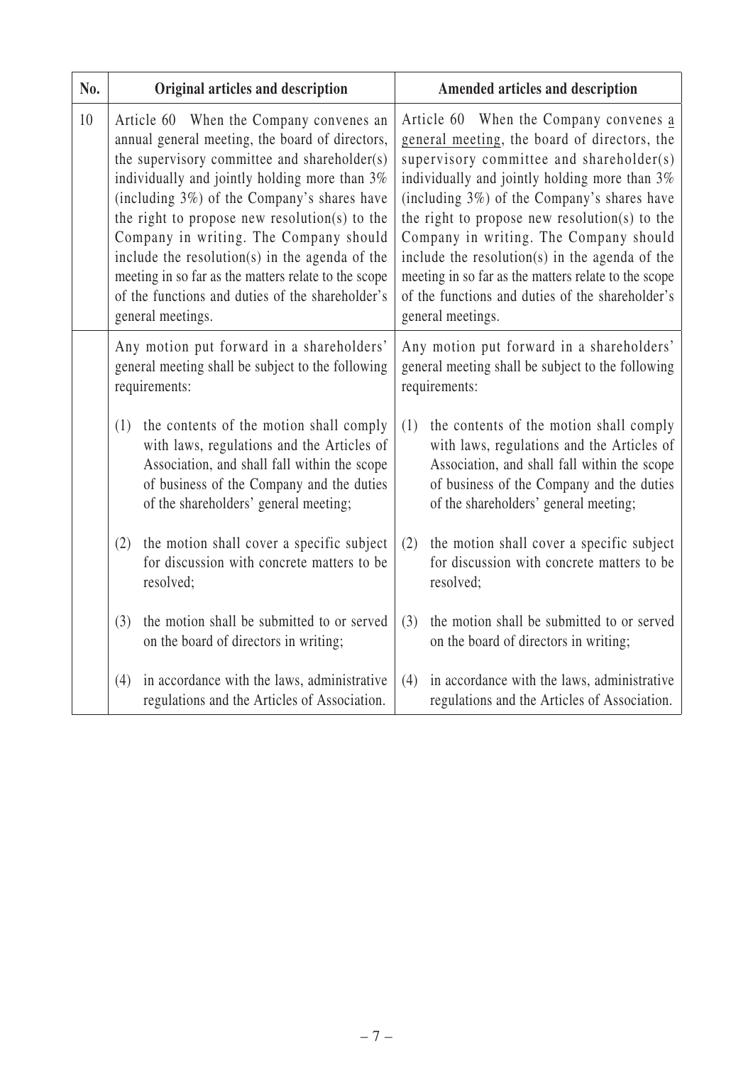| No. | Original articles and description | Amended articles and description |
| --- | --- | --- |
| 10 | Article 60 When the Company convenes an annual general meeting, the board of directors, the supervisory committee and shareholder(s) individually and jointly holding more than 3% (including 3%) of the Company's shares have the right to propose new resolution(s) to the Company in writing. The Company should include the resolution(s) in the agenda of the meeting in so far as the matters relate to the scope of the functions and duties of the shareholder's general meetings. | Article 60 When the Company convenes <u>a general meeting</u>, the board of directors, the supervisory committee and shareholder(s) individually and jointly holding more than 3% (including 3%) of the Company's shares have the right to propose new resolution(s) to the Company in writing. The Company should include the resolution(s) in the agenda of the meeting in so far as the matters relate to the scope of the functions and duties of the shareholder's general meetings. |
| | Any motion put forward in a shareholders' general meeting shall be subject to the following requirements:<br><br>(1) the contents of the motion shall comply with laws, regulations and the Articles of Association, and shall fall within the scope of business of the Company and the duties of the shareholders' general meeting;<br><br>(2) the motion shall cover a specific subject for discussion with concrete matters to be resolved;<br><br>(3) the motion shall be submitted to or served on the board of directors in writing;<br><br>(4) in accordance with the laws, administrative regulations and the Articles of Association. | Any motion put forward in a shareholders' general meeting shall be subject to the following requirements:<br><br>(1) the contents of the motion shall comply with laws, regulations and the Articles of Association, and shall fall within the scope of business of the Company and the duties of the shareholders' general meeting;<br><br>(2) the motion shall cover a specific subject for discussion with concrete matters to be resolved;<br><br>(3) the motion shall be submitted to or served on the board of directors in writing;<br><br>(4) in accordance with the laws, administrative regulations and the Articles of Association. |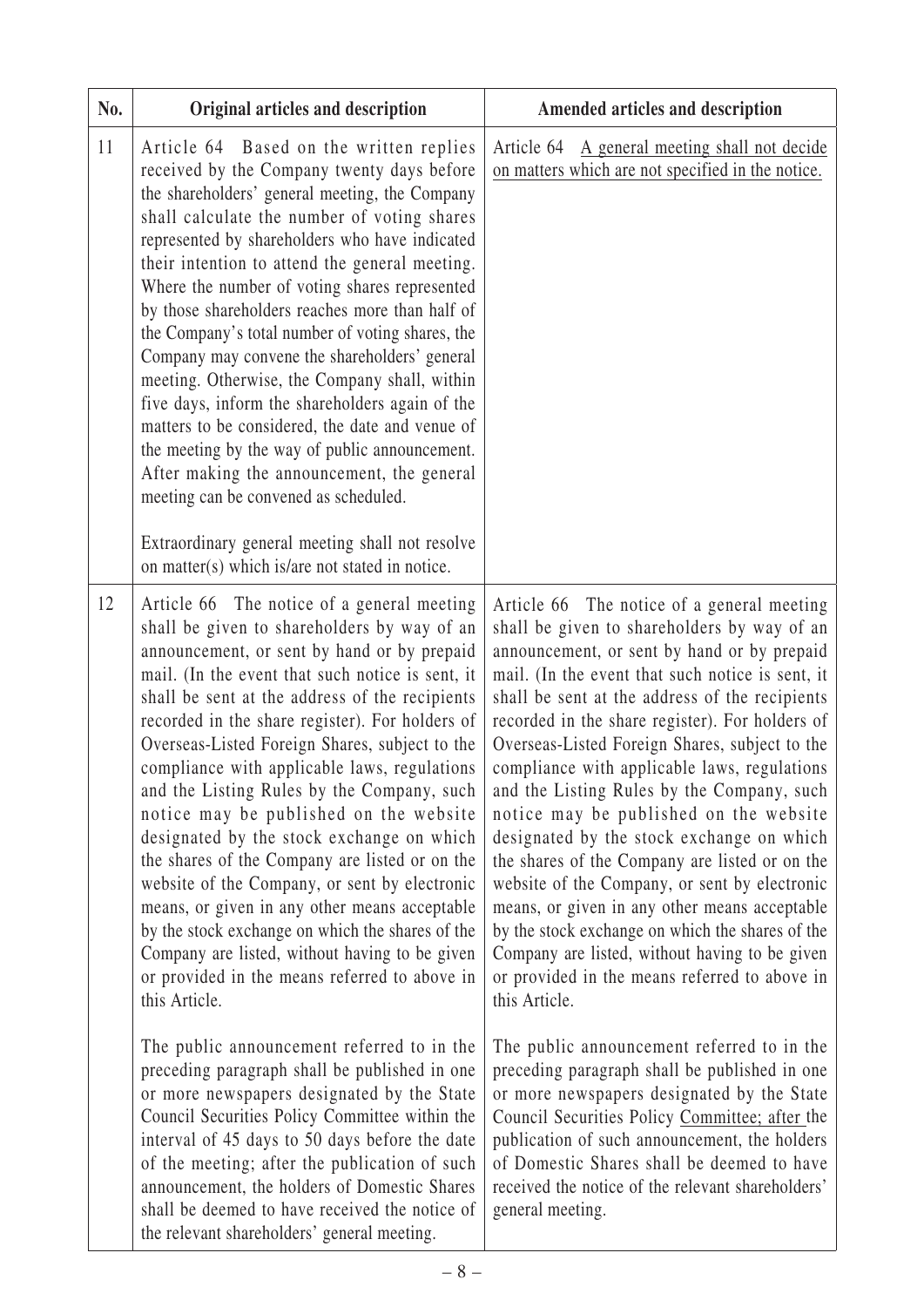| No. | Original articles and description | Amended articles and description |
|---|---|---|
| 11 | Article 64 Based on the written replies received by the Company twenty days before the shareholders' general meeting, the Company shall calculate the number of voting shares represented by shareholders who have indicated their intention to attend the general meeting. Where the number of voting shares represented by those shareholders reaches more than half of the Company's total number of voting shares, the Company may convene the shareholders' general meeting. Otherwise, the Company shall, within five days, inform the shareholders again of the matters to be considered, the date and venue of the meeting by the way of public announcement. After making the announcement, the general meeting can be convened as scheduled.<br><br>Extraordinary general meeting shall not resolve on matter(s) which is/are not stated in notice. | Article 64 <u>A general meeting shall not decide on matters which are not specified in the notice.</u> |
| 12 | Article 66 The notice of a general meeting shall be given to shareholders by way of an announcement, or sent by hand or by prepaid mail. (In the event that such notice is sent, it shall be sent at the address of the recipients recorded in the share register). For holders of Overseas-Listed Foreign Shares, subject to the compliance with applicable laws, regulations and the Listing Rules by the Company, such notice may be published on the website designated by the stock exchange on which the shares of the Company are listed or on the website of the Company, or sent by electronic means, or given in any other means acceptable by the stock exchange on which the shares of the Company are listed, without having to be given or provided in the means referred to above in this Article.<br><br>The public announcement referred to in the preceding paragraph shall be published in one or more newspapers designated by the State Council Securities Policy Committee within the interval of 45 days to 50 days before the date of the meeting; after the publication of such announcement, the holders of Domestic Shares shall be deemed to have received the notice of the relevant shareholders' general meeting. | Article 66 The notice of a general meeting shall be given to shareholders by way of an announcement, or sent by hand or by prepaid mail. (In the event that such notice is sent, it shall be sent at the address of the recipients recorded in the share register). For holders of Overseas-Listed Foreign Shares, subject to the compliance with applicable laws, regulations and the Listing Rules by the Company, such notice may be published on the website designated by the stock exchange on which the shares of the Company are listed or on the website of the Company, or sent by electronic means, or given in any other means acceptable by the stock exchange on which the shares of the Company are listed, without having to be given or provided in the means referred to above in this Article.<br><br>The public announcement referred to in the preceding paragraph shall be published in one or more newspapers designated by the State Council Securities Policy <u>Committee; after</u> the publication of such announcement, the holders of Domestic Shares shall be deemed to have received the notice of the relevant shareholders' general meeting. |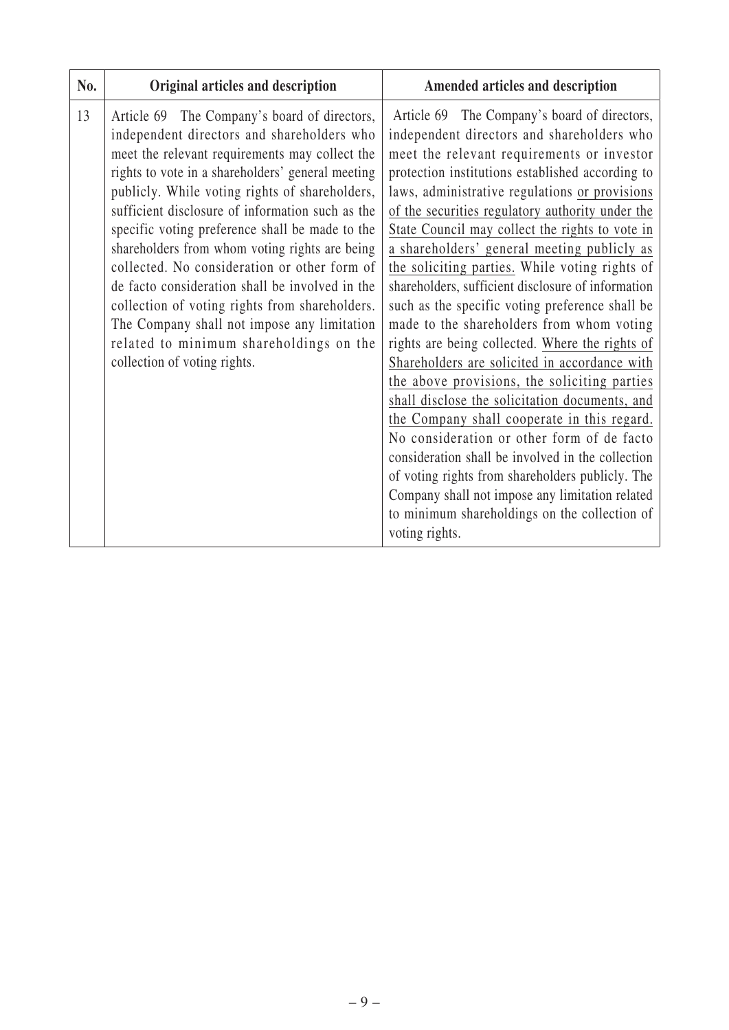| No. | Original articles and description | Amended articles and description |
|---|---|---|
| 13 | Article 69 The Company's board of directors, independent directors and shareholders who meet the relevant requirements may collect the rights to vote in a shareholders' general meeting publicly. While voting rights of shareholders, sufficient disclosure of information such as the specific voting preference shall be made to the shareholders from whom voting rights are being collected. No consideration or other form of de facto consideration shall be involved in the collection of voting rights from shareholders. The Company shall not impose any limitation related to minimum shareholdings on the collection of voting rights. | Article 69 The Company's board of directors, independent directors and shareholders who meet the relevant requirements or investor protection institutions established according to laws, administrative regulations or provisions of the securities regulatory authority under the State Council may collect the rights to vote in a shareholders' general meeting publicly as the soliciting parties. While voting rights of shareholders, sufficient disclosure of information such as the specific voting preference shall be made to the shareholders from whom voting rights are being collected. Where the rights of Shareholders are solicited in accordance with the above provisions, the soliciting parties shall disclose the solicitation documents, and the Company shall cooperate in this regard. No consideration or other form of de facto consideration shall be involved in the collection of voting rights from shareholders publicly. The Company shall not impose any limitation related to minimum shareholdings on the collection of voting rights. |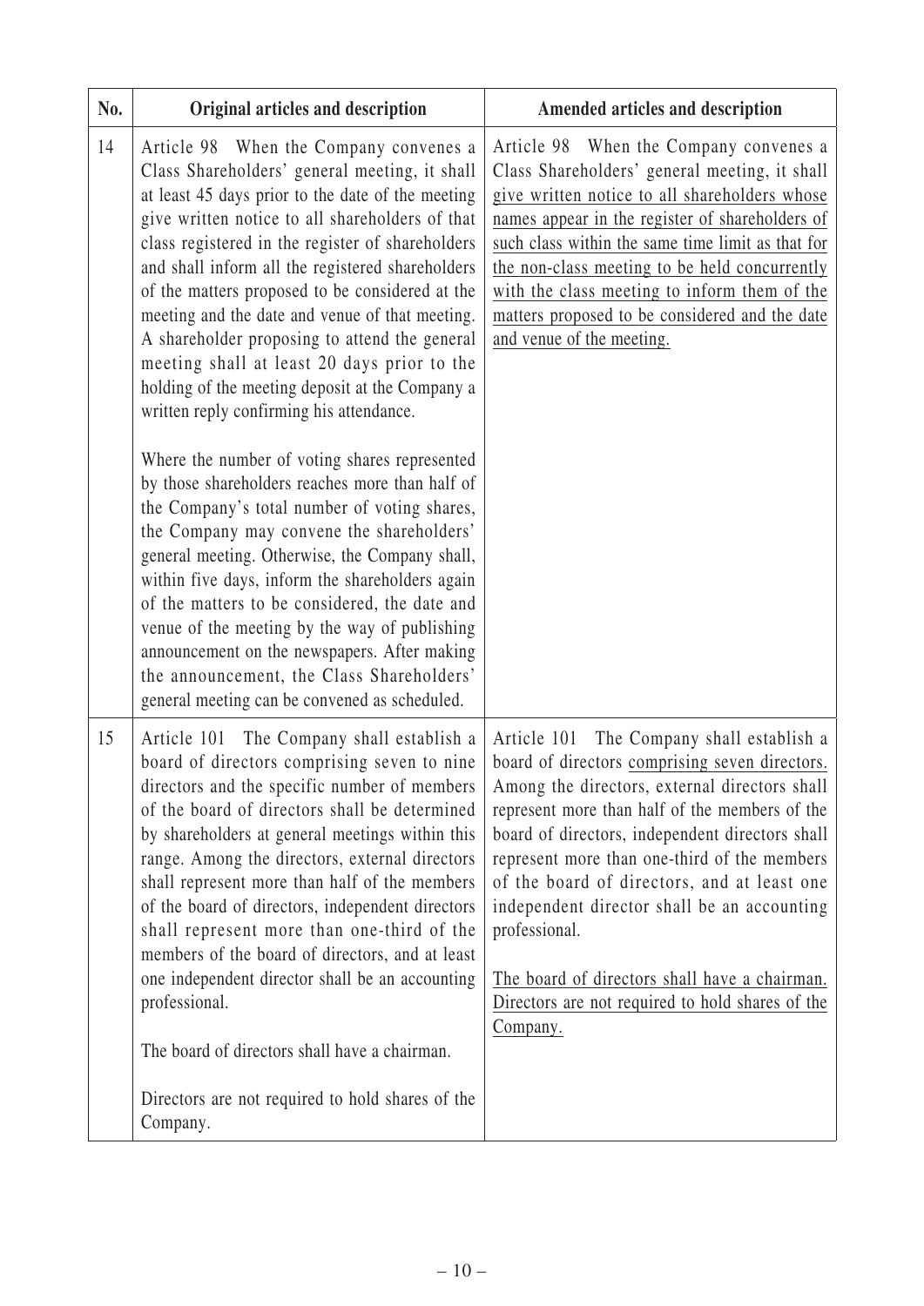| No. | Original articles and description | Amended articles and description |
|---|---|---|
| 14 | Article 98 When the Company convenes a Class Shareholders' general meeting, it shall at least 45 days prior to the date of the meeting give written notice to all shareholders of that class registered in the register of shareholders and shall inform all the registered shareholders of the matters proposed to be considered at the meeting and the date and venue of that meeting. A shareholder proposing to attend the general meeting shall at least 20 days prior to the holding of the meeting deposit at the Company a written reply confirming his attendance.<br><br>Where the number of voting shares represented by those shareholders reaches more than half of the Company's total number of voting shares, the Company may convene the shareholders' general meeting. Otherwise, the Company shall, within five days, inform the shareholders again of the matters to be considered, the date and venue of the meeting by the way of publishing announcement on the newspapers. After making the announcement, the Class Shareholders' general meeting can be convened as scheduled. | Article 98 When the Company convenes a Class Shareholders' general meeting, it shall give written notice to all shareholders whose names appear in the register of shareholders of such class within the same time limit as that for the non-class meeting to be held concurrently with the class meeting to inform them of the matters proposed to be considered and the date and venue of the meeting. |
| 15 | Article 101 The Company shall establish a board of directors comprising seven to nine directors and the specific number of members of the board of directors shall be determined by shareholders at general meetings within this range. Among the directors, external directors shall represent more than half of the members of the board of directors, independent directors shall represent more than one-third of the members of the board of directors, and at least one independent director shall be an accounting professional.<br><br>The board of directors shall have a chairman.<br><br>Directors are not required to hold shares of the Company. | Article 101 The Company shall establish a board of directors comprising seven directors. Among the directors, external directors shall represent more than half of the members of the board of directors, independent directors shall represent more than one-third of the members of the board of directors, and at least one independent director shall be an accounting professional.<br><br>The board of directors shall have a chairman. Directors are not required to hold shares of the Company. |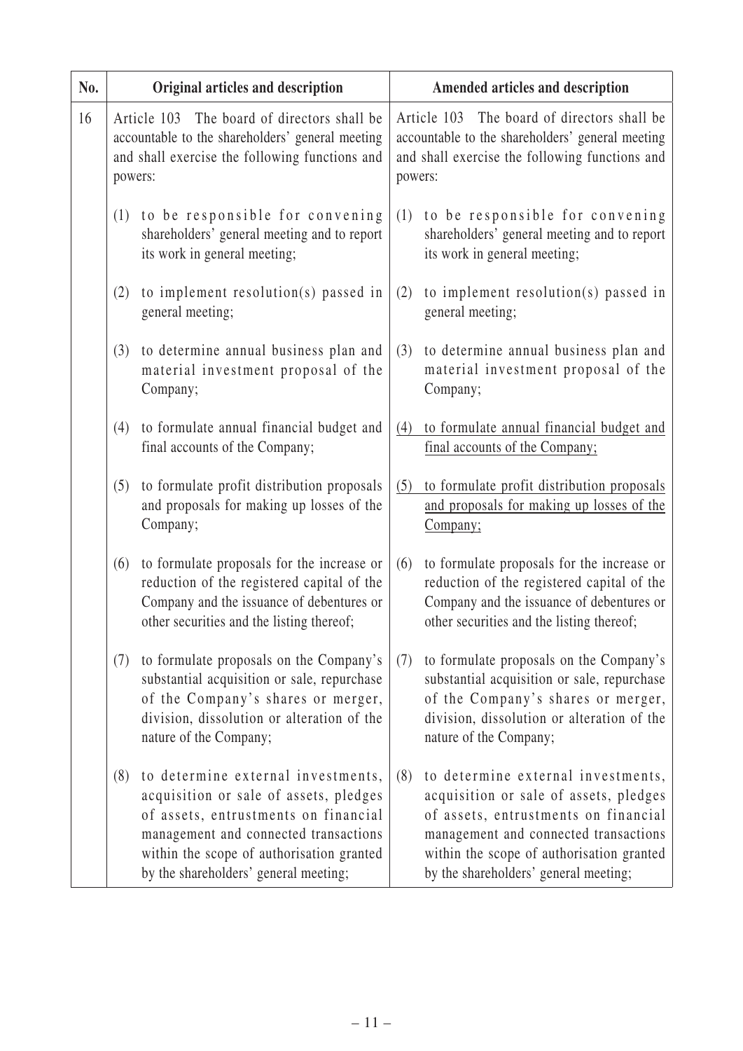| No. | Original articles and description | Amended articles and description |
|---|---|---|
| 16 | Article 103 The board of directors shall be accountable to the shareholders' general meeting and shall exercise the following functions and powers:<br><br>(1) to be responsible for convening shareholders' general meeting and to report its work in general meeting;<br><br>(2) to implement resolution(s) passed in general meeting;<br><br>(3) to determine annual business plan and material investment proposal of the Company;<br><br>(4) to formulate annual financial budget and final accounts of the Company;<br><br>(5) to formulate profit distribution proposals and proposals for making up losses of the Company;<br><br>(6) to formulate proposals for the increase or reduction of the registered capital of the Company and the issuance of debentures or other securities and the listing thereof;<br><br>(7) to formulate proposals on the Company's substantial acquisition or sale, repurchase of the Company's shares or merger, division, dissolution or alteration of the nature of the Company;<br><br>(8) to determine external investments, acquisition or sale of assets, pledges of assets, entrustments on financial management and connected transactions within the scope of authorisation granted by the shareholders' general meeting; | Article 103 The board of directors shall be accountable to the shareholders' general meeting and shall exercise the following functions and powers:<br><br>(1) to be responsible for convening shareholders' general meeting and to report its work in general meeting;<br><br>(2) to implement resolution(s) passed in general meeting;<br><br>(3) to determine annual business plan and material investment proposal of the Company;<br><br><u>(4) to formulate annual financial budget and final accounts of the Company;</u><br><br><u>(5) to formulate profit distribution proposals and proposals for making up losses of the Company;</u><br><br>(6) to formulate proposals for the increase or reduction of the registered capital of the Company and the issuance of debentures or other securities and the listing thereof;<br><br>(7) to formulate proposals on the Company's substantial acquisition or sale, repurchase of the Company's shares or merger, division, dissolution or alteration of the nature of the Company;<br><br>(8) to determine external investments, acquisition or sale of assets, pledges of assets, entrustments on financial management and connected transactions within the scope of authorisation granted by the shareholders' general meeting; |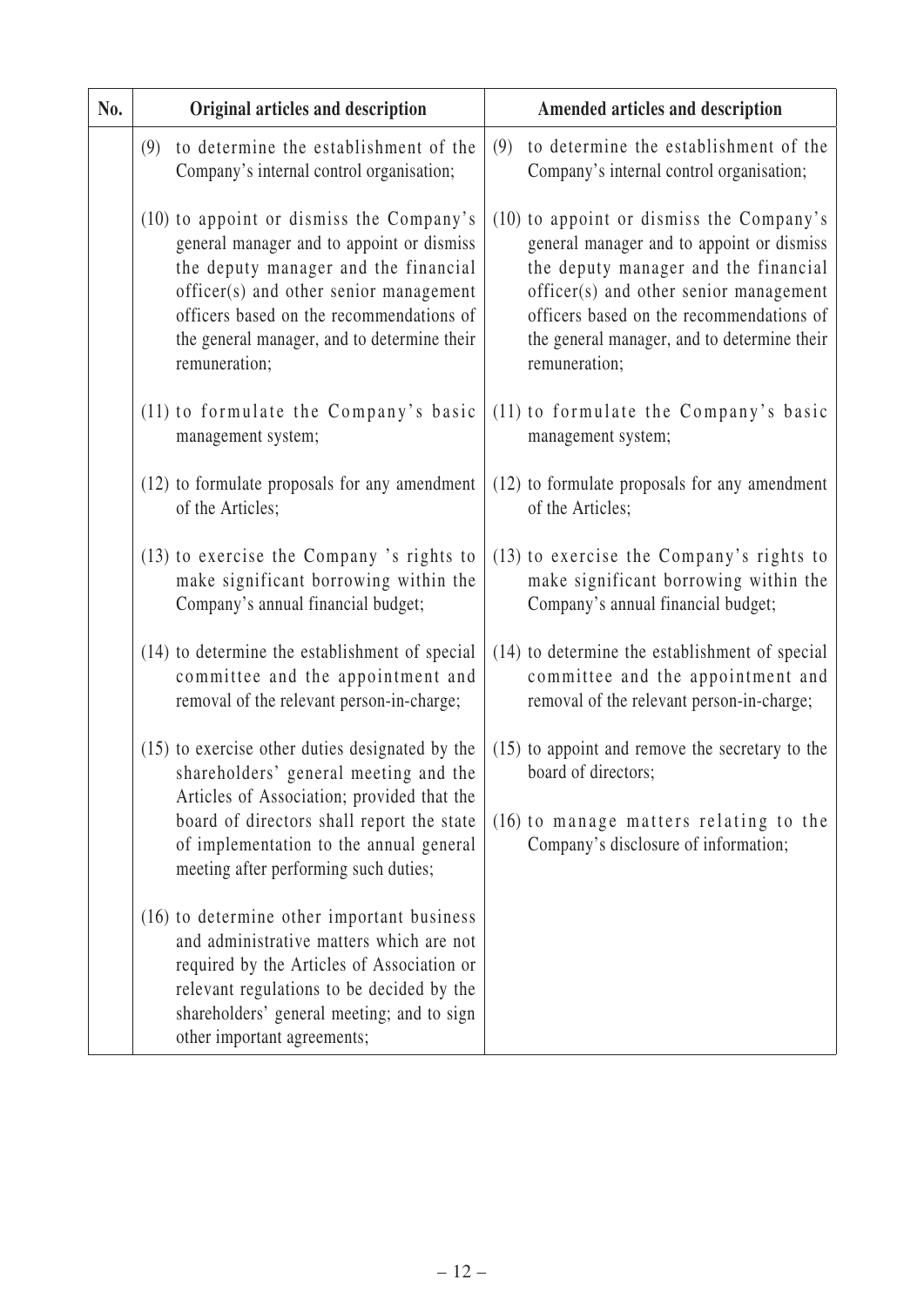| No. | Original articles and description | Amended articles and description |
|---|---|---|
| | (9) to determine the establishment of the Company's internal control organisation;<br><br>(10) to appoint or dismiss the Company's general manager and to appoint or dismiss the deputy manager and the financial officer(s) and other senior management officers based on the recommendations of the general manager, and to determine their remuneration;<br><br>(11) to formulate the Company's basic management system;<br><br>(12) to formulate proposals for any amendment of the Articles;<br><br>(13) to exercise the Company 's rights to make significant borrowing within the Company's annual financial budget;<br><br>(14) to determine the establishment of special committee and the appointment and removal of the relevant person-in-charge;<br><br>(15) to exercise other duties designated by the shareholders' general meeting and the Articles of Association; provided that the board of directors shall report the state of implementation to the annual general meeting after performing such duties;<br><br>(16) to determine other important business and administrative matters which are not required by the Articles of Association or relevant regulations to be decided by the shareholders' general meeting; and to sign other important agreements; | (9) to determine the establishment of the Company's internal control organisation;<br><br>(10) to appoint or dismiss the Company's general manager and to appoint or dismiss the deputy manager and the financial officer(s) and other senior management officers based on the recommendations of the general manager, and to determine their remuneration;<br><br>(11) to formulate the Company's basic management system;<br><br>(12) to formulate proposals for any amendment of the Articles;<br><br>(13) to exercise the Company's rights to make significant borrowing within the Company's annual financial budget;<br><br>(14) to determine the establishment of special committee and the appointment and removal of the relevant person-in-charge;<br><br>(15) to appoint and remove the secretary to the board of directors;<br><br>(16) to manage matters relating to the Company's disclosure of information; |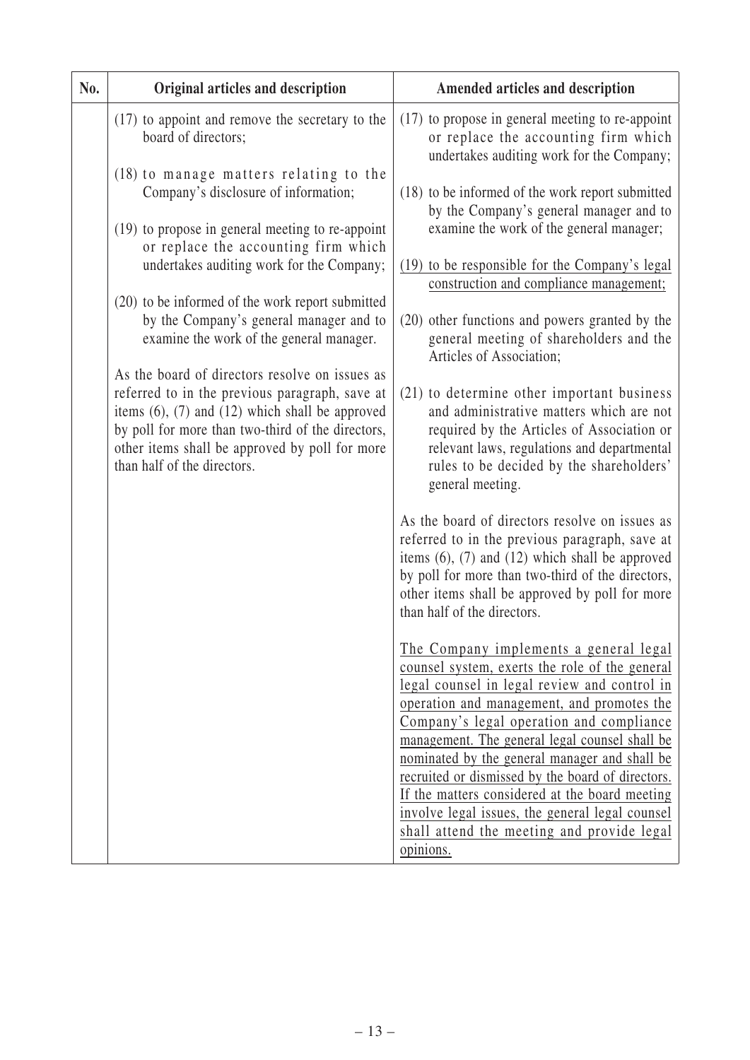| No. | Original articles and description | Amended articles and description |
|---|---|---|
| | (17) to appoint and remove the secretary to the board of directors;<br><br>(18) to manage matters relating to the Company's disclosure of information;<br><br>(19) to propose in general meeting to re-appoint or replace the accounting firm which undertakes auditing work for the Company;<br><br>(20) to be informed of the work report submitted by the Company's general manager and to examine the work of the general manager.<br><br>As the board of directors resolve on issues as referred to in the previous paragraph, save at items (6), (7) and (12) which shall be approved by poll for more than two-third of the directors, other items shall be approved by poll for more than half of the directors. | (17) to propose in general meeting to re-appoint or replace the accounting firm which undertakes auditing work for the Company;<br><br>(18) to be informed of the work report submitted by the Company's general manager and to examine the work of the general manager;<br><br><u>(19) to be responsible for the Company's legal construction and compliance management;</u><br><br>(20) other functions and powers granted by the general meeting of shareholders and the Articles of Association;<br><br>(21) to determine other important business and administrative matters which are not required by the Articles of Association or relevant laws, regulations and departmental rules to be decided by the shareholders' general meeting.<br><br>As the board of directors resolve on issues as referred to in the previous paragraph, save at items (6), (7) and (12) which shall be approved by poll for more than two-third of the directors, other items shall be approved by poll for more than half of the directors.<br><br><u>The Company implements a general legal counsel system, exerts the role of the general legal counsel in legal review and control in operation and management, and promotes the Company's legal operation and compliance management. The general legal counsel shall be nominated by the general manager and shall be recruited or dismissed by the board of directors. If the matters considered at the board meeting involve legal issues, the general legal counsel shall attend the meeting and provide legal opinions.</u> |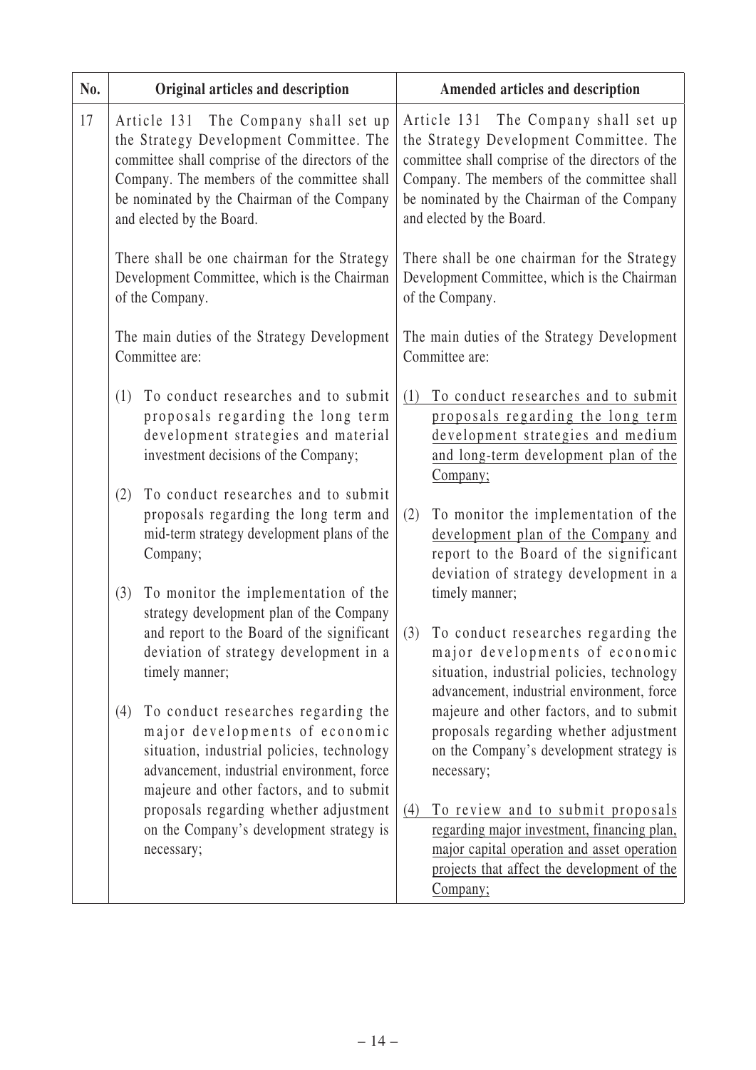| No. | Original articles and description | Amended articles and description |
|---|---|---|
| 17 | Article 131 The Company shall set up the Strategy Development Committee. The committee shall comprise of the directors of the Company. The members of the committee shall be nominated by the Chairman of the Company and elected by the Board.<br><br>There shall be one chairman for the Strategy Development Committee, which is the Chairman of the Company.<br><br>The main duties of the Strategy Development Committee are:<br><br>(1) To conduct researches and to submit proposals regarding the long term development strategies and material investment decisions of the Company;<br><br>(2) To conduct researches and to submit proposals regarding the long term and mid-term strategy development plans of the Company;<br><br>(3) To monitor the implementation of the strategy development plan of the Company and report to the Board of the significant deviation of strategy development in a timely manner;<br><br>(4) To conduct researches regarding the major developments of economic situation, industrial policies, technology advancement, industrial environment, force majeure and other factors, and to submit proposals regarding whether adjustment on the Company's development strategy is necessary; | Article 131 The Company shall set up the Strategy Development Committee. The committee shall comprise of the directors of the Company. The members of the committee shall be nominated by the Chairman of the Company and elected by the Board.<br><br>There shall be one chairman for the Strategy Development Committee, which is the Chairman of the Company.<br><br>The main duties of the Strategy Development Committee are:<br><br>(1) To conduct researches and to submit proposals regarding the long term development strategies and medium and long-term development plan of the Company;<br><br>(2) To monitor the implementation of the development plan of the Company and report to the Board of the significant deviation of strategy development in a timely manner;<br><br>(3) To conduct researches regarding the major developments of economic situation, industrial policies, technology advancement, industrial environment, force majeure and other factors, and to submit proposals regarding whether adjustment on the Company's development strategy is necessary;<br><br>(4) To review and to submit proposals regarding major investment, financing plan, major capital operation and asset operation projects that affect the development of the Company; |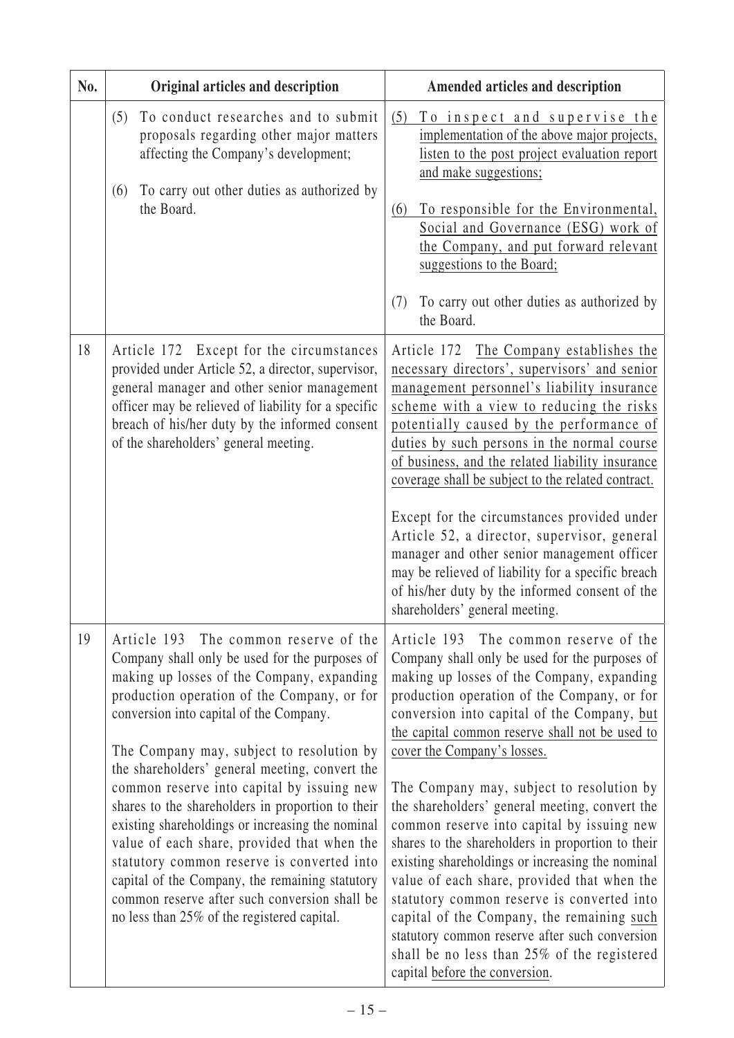| No. | Original articles and description | Amended articles and description |
|---|---|---|
| | (5) To conduct researches and to submit proposals regarding other major matters affecting the Company's development;<br><br>(6) To carry out other duties as authorized by the Board. | (5) To inspect and supervise the implementation of the above major projects, listen to the post project evaluation report and make suggestions;<br><br>(6) To responsible for the Environmental, Social and Governance (ESG) work of the Company, and put forward relevant suggestions to the Board;<br><br>(7) To carry out other duties as authorized by the Board. |
| 18 | Article 172 Except for the circumstances provided under Article 52, a director, supervisor, general manager and other senior management officer may be relieved of liability for a specific breach of his/her duty by the informed consent of the shareholders' general meeting. | Article 172 The Company establishes the necessary directors', supervisors' and senior management personnel's liability insurance scheme with a view to reducing the risks potentially caused by the performance of duties by such persons in the normal course of business, and the related liability insurance coverage shall be subject to the related contract.<br><br>Except for the circumstances provided under Article 52, a director, supervisor, general manager and other senior management officer may be relieved of liability for a specific breach of his/her duty by the informed consent of the shareholders' general meeting. |
| 19 | Article 193 The common reserve of the Company shall only be used for the purposes of making up losses of the Company, expanding production operation of the Company, or for conversion into capital of the Company.<br><br>The Company may, subject to resolution by the shareholders' general meeting, convert the common reserve into capital by issuing new shares to the shareholders in proportion to their existing shareholdings or increasing the nominal value of each share, provided that when the statutory common reserve is converted into capital of the Company, the remaining statutory common reserve after such conversion shall be no less than 25% of the registered capital. | Article 193 The common reserve of the Company shall only be used for the purposes of making up losses of the Company, expanding production operation of the Company, or for conversion into capital of the Company, but the capital common reserve shall not be used to cover the Company's losses.<br><br>The Company may, subject to resolution by the shareholders' general meeting, convert the common reserve into capital by issuing new shares to the shareholders in proportion to their existing shareholdings or increasing the nominal value of each share, provided that when the statutory common reserve is converted into capital of the Company, the remaining such statutory common reserve after such conversion shall be no less than 25% of the registered capital before the conversion. |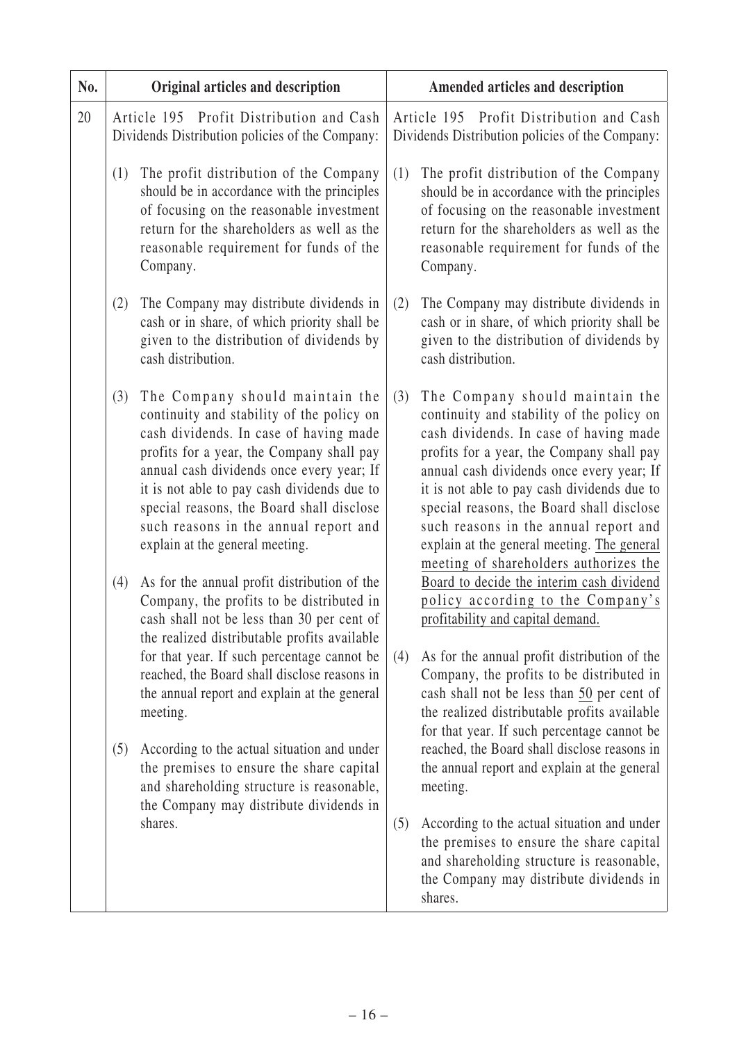| No. | Original articles and description | Amended articles and description |
|---|---|---|
| 20 | Article 195 Profit Distribution and Cash Dividends Distribution policies of the Company:<br><br>(1) The profit distribution of the Company should be in accordance with the principles of focusing on the reasonable investment return for the shareholders as well as the reasonable requirement for funds of the Company.<br><br>(2) The Company may distribute dividends in cash or in share, of which priority shall be given to the distribution of dividends by cash distribution.<br><br>(3) The Company should maintain the continuity and stability of the policy on cash dividends. In case of having made profits for a year, the Company shall pay annual cash dividends once every year; If it is not able to pay cash dividends due to special reasons, the Board shall disclose such reasons in the annual report and explain at the general meeting.<br><br>(4) As for the annual profit distribution of the Company, the profits to be distributed in cash shall not be less than 30 per cent of the realized distributable profits available for that year. If such percentage cannot be reached, the Board shall disclose reasons in the annual report and explain at the general meeting.<br><br>(5) According to the actual situation and under the premises to ensure the share capital and shareholding structure is reasonable, the Company may distribute dividends in shares. | Article 195 Profit Distribution and Cash Dividends Distribution policies of the Company:<br><br>(1) The profit distribution of the Company should be in accordance with the principles of focusing on the reasonable investment return for the shareholders as well as the reasonable requirement for funds of the Company.<br><br>(2) The Company may distribute dividends in cash or in share, of which priority shall be given to the distribution of dividends by cash distribution.<br><br>(3) The Company should maintain the continuity and stability of the policy on cash dividends. In case of having made profits for a year, the Company shall pay annual cash dividends once every year; If it is not able to pay cash dividends due to special reasons, the Board shall disclose such reasons in the annual report and explain at the general meeting. <u>The general meeting of shareholders authorizes the Board to decide the interim cash dividend policy according to the Company's profitability and capital demand.</u><br><br>(4) As for the annual profit distribution of the Company, the profits to be distributed in cash shall not be less than <u>50</u> per cent of the realized distributable profits available for that year. If such percentage cannot be reached, the Board shall disclose reasons in the annual report and explain at the general meeting.<br><br>(5) According to the actual situation and under the premises to ensure the share capital and shareholding structure is reasonable, the Company may distribute dividends in shares. |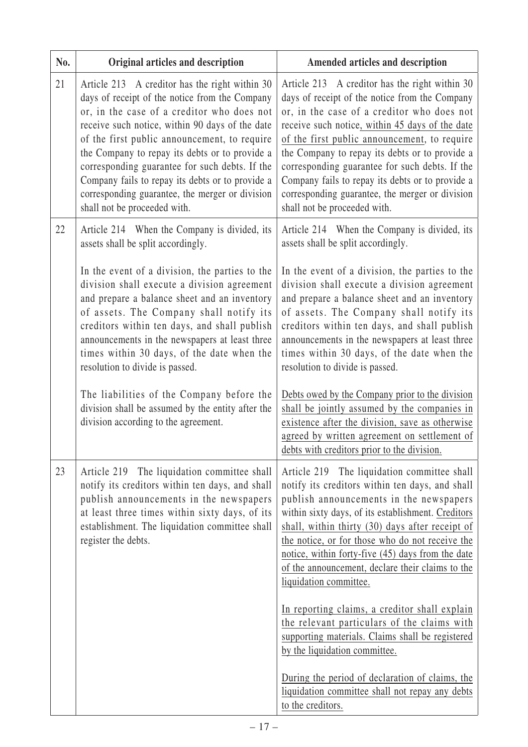| No. | Original articles and description | Amended articles and description |
|---|---|---|
| 21 | Article 213 A creditor has the right within 30 days of receipt of the notice from the Company or, in the case of a creditor who does not receive such notice, within 90 days of the date of the first public announcement, to require the Company to repay its debts or to provide a corresponding guarantee for such debts. If the Company fails to repay its debts or to provide a corresponding guarantee, the merger or division shall not be proceeded with. | Article 213 A creditor has the right within 30 days of receipt of the notice from the Company or, in the case of a creditor who does not receive such notice, within 45 days of the date of the first public announcement, to require the Company to repay its debts or to provide a corresponding guarantee for such debts. If the Company fails to repay its debts or to provide a corresponding guarantee, the merger or division shall not be proceeded with. |
| 22 | Article 214 When the Company is divided, its assets shall be split accordingly.<br><br>In the event of a division, the parties to the division shall execute a division agreement and prepare a balance sheet and an inventory of assets. The Company shall notify its creditors within ten days, and shall publish announcements in the newspapers at least three times within 30 days, of the date when the resolution to divide is passed.<br><br>The liabilities of the Company before the division shall be assumed by the entity after the division according to the agreement. | Article 214 When the Company is divided, its assets shall be split accordingly.<br><br>In the event of a division, the parties to the division shall execute a division agreement and prepare a balance sheet and an inventory of assets. The Company shall notify its creditors within ten days, and shall publish announcements in the newspapers at least three times within 30 days, of the date when the resolution to divide is passed.<br><br>Debts owed by the Company prior to the division shall be jointly assumed by the companies in existence after the division, save as otherwise agreed by written agreement on settlement of debts with creditors prior to the division. |
| 23 | Article 219 The liquidation committee shall notify its creditors within ten days, and shall publish announcements in the newspapers at least three times within sixty days, of its establishment. The liquidation committee shall register the debts. | Article 219 The liquidation committee shall notify its creditors within ten days, and shall publish announcements in the newspapers within sixty days, of its establishment. Creditors shall, within thirty (30) days after receipt of the notice, or for those who do not receive the notice, within forty-five (45) days from the date of the announcement, declare their claims to the liquidation committee.<br><br>In reporting claims, a creditor shall explain the relevant particulars of the claims with supporting materials. Claims shall be registered by the liquidation committee.<br><br>During the period of declaration of claims, the liquidation committee shall not repay any debts to the creditors. |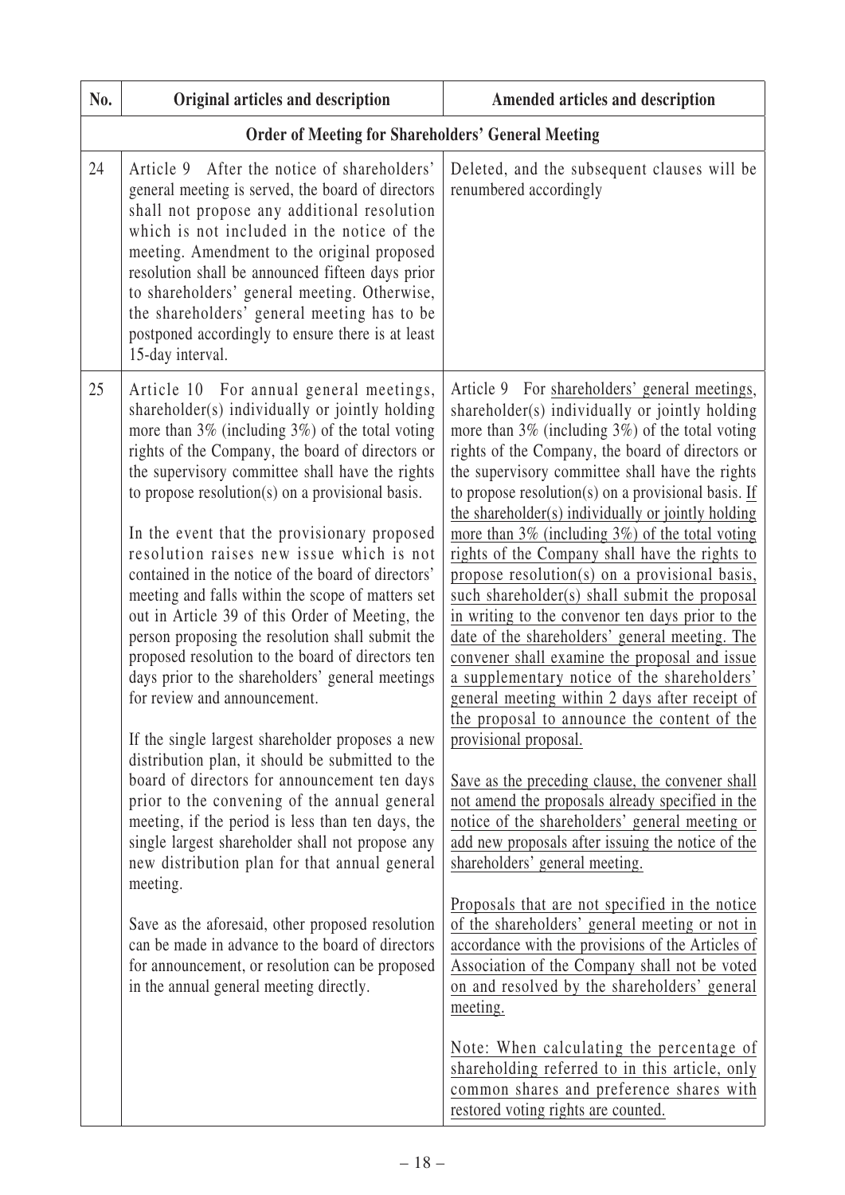| No. | Original articles and description | Amended articles and description |
| --- | --- | --- |
| | **Order of Meeting for Shareholders' General Meeting** | |
| 24 | Article 9 After the notice of shareholders' general meeting is served, the board of directors shall not propose any additional resolution which is not included in the notice of the meeting. Amendment to the original proposed resolution shall be announced fifteen days prior to shareholders' general meeting. Otherwise, the shareholders' general meeting has to be postponed accordingly to ensure there is at least 15-day interval. | Deleted, and the subsequent clauses will be renumbered accordingly |
| 25 | Article 10 For annual general meetings, shareholder(s) individually or jointly holding more than 3% (including 3%) of the total voting rights of the Company, the board of directors or the supervisory committee shall have the rights to propose resolution(s) on a provisional basis.<br><br>In the event that the provisionary proposed resolution raises new issue which is not contained in the notice of the board of directors' meeting and falls within the scope of matters set out in Article 39 of this Order of Meeting, the person proposing the resolution shall submit the proposed resolution to the board of directors ten days prior to the shareholders' general meetings for review and announcement.<br><br>If the single largest shareholder proposes a new distribution plan, it should be submitted to the board of directors for announcement ten days prior to the convening of the annual general meeting, if the period is less than ten days, the single largest shareholder shall not propose any new distribution plan for that annual general meeting.<br><br>Save as the aforesaid, other proposed resolution can be made in advance to the board of directors for announcement, or resolution can be proposed in the annual general meeting directly. | Article 9 For shareholders' general meetings, shareholder(s) individually or jointly holding more than 3% (including 3%) of the total voting rights of the Company, the board of directors or the supervisory committee shall have the rights to propose resolution(s) on a provisional basis. If the shareholder(s) individually or jointly holding more than 3% (including 3%) of the total voting rights of the Company shall have the rights to propose resolution(s) on a provisional basis, such shareholder(s) shall submit the proposal in writing to the convenor ten days prior to the date of the shareholders' general meeting. The convener shall examine the proposal and issue a supplementary notice of the shareholders' general meeting within 2 days after receipt of the proposal to announce the content of the provisional proposal.<br><br>Save as the preceding clause, the convener shall not amend the proposals already specified in the notice of the shareholders' general meeting or add new proposals after issuing the notice of the shareholders' general meeting.<br><br>Proposals that are not specified in the notice of the shareholders' general meeting or not in accordance with the provisions of the Articles of Association of the Company shall not be voted on and resolved by the shareholders' general meeting.<br><br>Note: When calculating the percentage of shareholding referred to in this article, only common shares and preference shares with restored voting rights are counted. |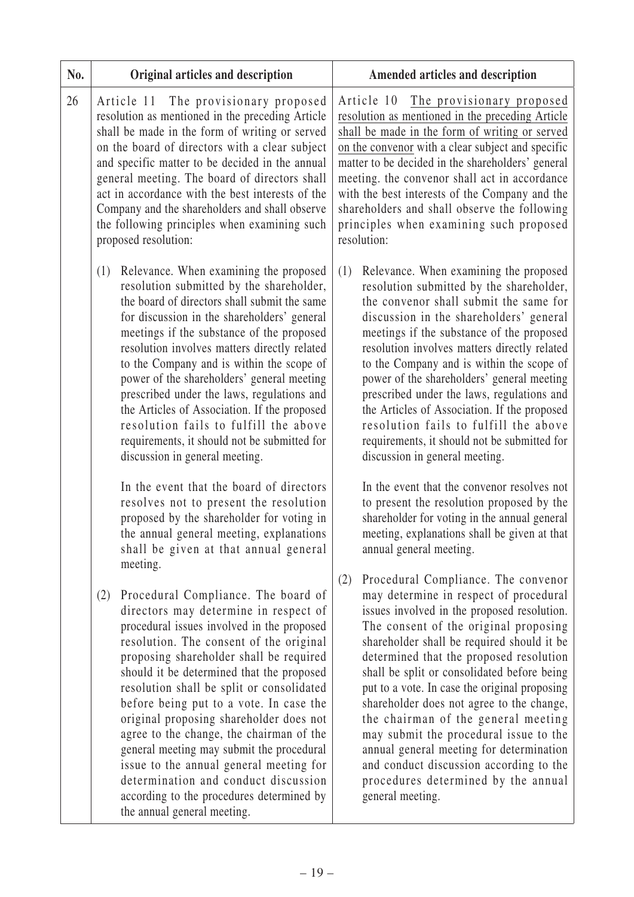| No. | Original articles and description | Amended articles and description |
|---|---|---|
| 26 | Article 11 The provisionary proposed resolution as mentioned in the preceding Article shall be made in the form of writing or served on the board of directors with a clear subject and specific matter to be decided in the annual general meeting. The board of directors shall act in accordance with the best interests of the Company and the shareholders and shall observe the following principles when examining such proposed resolution:<br><br>(1) Relevance. When examining the proposed resolution submitted by the shareholder, the board of directors shall submit the same for discussion in the shareholders' general meetings if the substance of the proposed resolution involves matters directly related to the Company and is within the scope of power of the shareholders' general meeting prescribed under the laws, regulations and the Articles of Association. If the proposed resolution fails to fulfill the above requirements, it should not be submitted for discussion in general meeting.<br><br>In the event that the board of directors resolves not to present the resolution proposed by the shareholder for voting in the annual general meeting, explanations shall be given at that annual general meeting.<br><br>(2) Procedural Compliance. The board of directors may determine in respect of procedural issues involved in the proposed resolution. The consent of the original proposing shareholder shall be required should it be determined that the proposed resolution shall be split or consolidated before being put to a vote. In case the original proposing shareholder does not agree to the change, the chairman of the general meeting may submit the procedural issue to the annual general meeting for determination and conduct discussion according to the procedures determined by the annual general meeting. | Article 10 The provisionary proposed resolution as mentioned in the preceding Article shall be made in the form of writing or served on the convenor with a clear subject and specific matter to be decided in the shareholders' general meeting. the convenor shall act in accordance with the best interests of the Company and the shareholders and shall observe the following principles when examining such proposed resolution:<br><br>(1) Relevance. When examining the proposed resolution submitted by the shareholder, the convenor shall submit the same for discussion in the shareholders' general meetings if the substance of the proposed resolution involves matters directly related to the Company and is within the scope of power of the shareholders' general meeting prescribed under the laws, regulations and the Articles of Association. If the proposed resolution fails to fulfill the above requirements, it should not be submitted for discussion in general meeting.<br><br>In the event that the convenor resolves not to present the resolution proposed by the shareholder for voting in the annual general meeting, explanations shall be given at that annual general meeting.<br><br>(2) Procedural Compliance. The convenor may determine in respect of procedural issues involved in the proposed resolution. The consent of the original proposing shareholder shall be required should it be determined that the proposed resolution shall be split or consolidated before being put to a vote. In case the original proposing shareholder does not agree to the change, the chairman of the general meeting may submit the procedural issue to the annual general meeting for determination and conduct discussion according to the procedures determined by the annual general meeting. |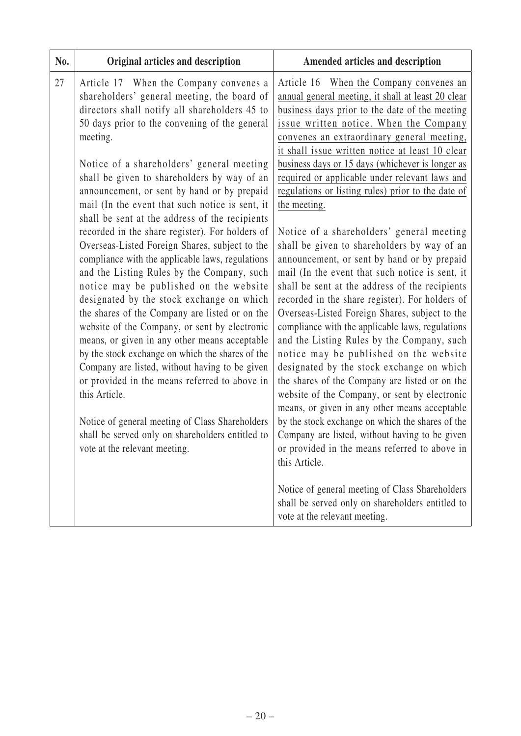| No. | Original articles and description | Amended articles and description |
|---|---|---|
| 27 | Article 17 When the Company convenes a shareholders' general meeting, the board of directors shall notify all shareholders 45 to 50 days prior to the convening of the general meeting.<br><br>Notice of a shareholders' general meeting shall be given to shareholders by way of an announcement, or sent by hand or by prepaid mail (In the event that such notice is sent, it shall be sent at the address of the recipients recorded in the share register). For holders of Overseas-Listed Foreign Shares, subject to the compliance with the applicable laws, regulations and the Listing Rules by the Company, such notice may be published on the website designated by the stock exchange on which the shares of the Company are listed or on the website of the Company, or sent by electronic means, or given in any other means acceptable by the stock exchange on which the shares of the Company are listed, without having to be given or provided in the means referred to above in this Article.<br><br>Notice of general meeting of Class Shareholders shall be served only on shareholders entitled to vote at the relevant meeting. | Article 16 When the Company convenes an annual general meeting, it shall at least 20 clear business days prior to the date of the meeting issue written notice. When the Company convenes an extraordinary general meeting, it shall issue written notice at least 10 clear business days or 15 days (whichever is longer as required or applicable under relevant laws and regulations or listing rules) prior to the date of the meeting.<br><br>Notice of a shareholders' general meeting shall be given to shareholders by way of an announcement, or sent by hand or by prepaid mail (In the event that such notice is sent, it shall be sent at the address of the recipients recorded in the share register). For holders of Overseas-Listed Foreign Shares, subject to the compliance with the applicable laws, regulations and the Listing Rules by the Company, such notice may be published on the website designated by the stock exchange on which the shares of the Company are listed or on the website of the Company, or sent by electronic means, or given in any other means acceptable by the stock exchange on which the shares of the Company are listed, without having to be given or provided in the means referred to above in this Article.<br><br>Notice of general meeting of Class Shareholders shall be served only on shareholders entitled to vote at the relevant meeting. |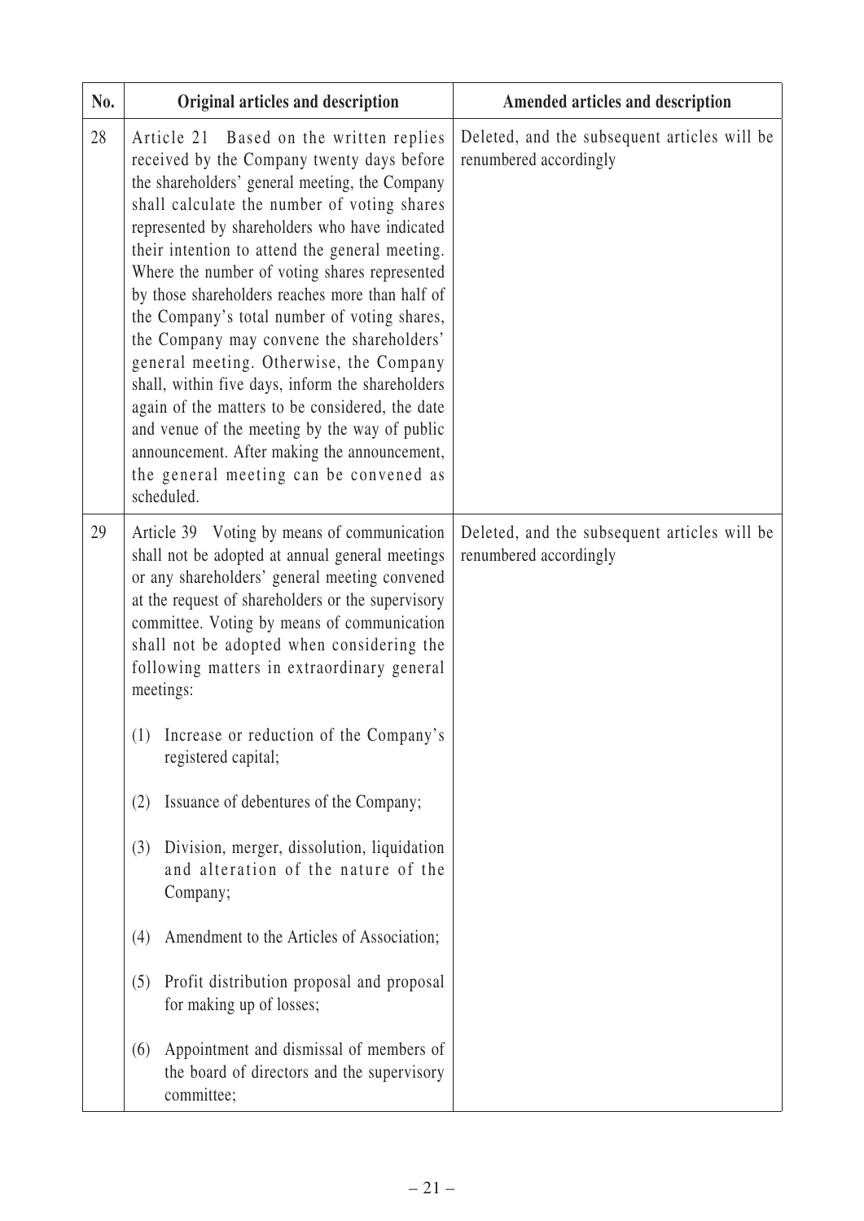| No. | Original articles and description | Amended articles and description |
|---|---|---|
| 28 | Article 21 Based on the written replies received by the Company twenty days before the shareholders' general meeting, the Company shall calculate the number of voting shares represented by shareholders who have indicated their intention to attend the general meeting. Where the number of voting shares represented by those shareholders reaches more than half of the Company's total number of voting shares, the Company may convene the shareholders' general meeting. Otherwise, the Company shall, within five days, inform the shareholders again of the matters to be considered, the date and venue of the meeting by the way of public announcement. After making the announcement, the general meeting can be convened as scheduled. | Deleted, and the subsequent articles will be renumbered accordingly |
| 29 | Article 39 Voting by means of communication shall not be adopted at annual general meetings or any shareholders' general meeting convened at the request of shareholders or the supervisory committee. Voting by means of communication shall not be adopted when considering the following matters in extraordinary general meetings:<br><br>(1) Increase or reduction of the Company's registered capital;<br><br>(2) Issuance of debentures of the Company;<br><br>(3) Division, merger, dissolution, liquidation and alteration of the nature of the Company;<br><br>(4) Amendment to the Articles of Association;<br><br>(5) Profit distribution proposal and proposal for making up of losses;<br><br>(6) Appointment and dismissal of members of the board of directors and the supervisory committee; | Deleted, and the subsequent articles will be renumbered accordingly |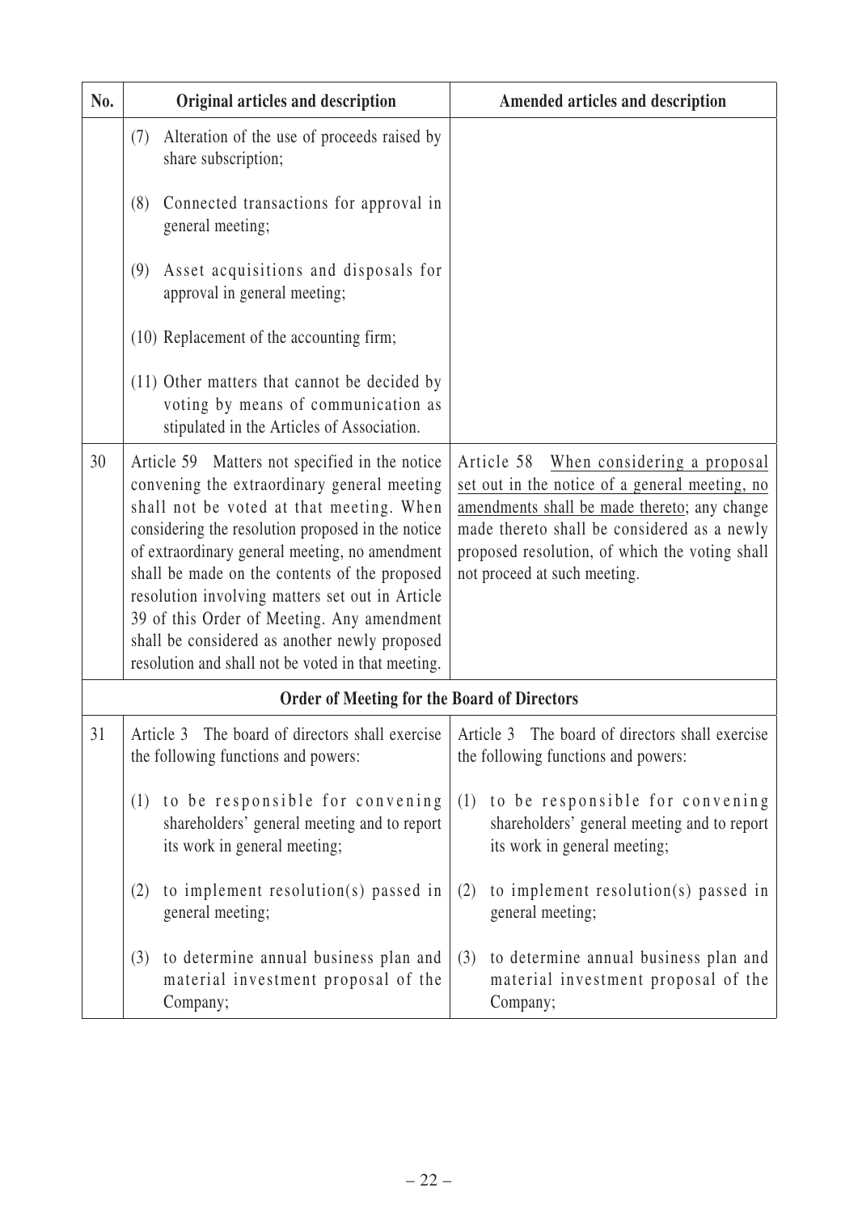| No. | Original articles and description | Amended articles and description |
|---|---|---|
| | (7) Alteration of the use of proceeds raised by share subscription;<br><br>(8) Connected transactions for approval in general meeting;<br><br>(9) Asset acquisitions and disposals for approval in general meeting;<br><br>(10) Replacement of the accounting firm;<br><br>(11) Other matters that cannot be decided by voting by means of communication as stipulated in the Articles of Association. | |
| 30 | Article 59 Matters not specified in the notice convening the extraordinary general meeting shall not be voted at that meeting. When considering the resolution proposed in the notice of extraordinary general meeting, no amendment shall be made on the contents of the proposed resolution involving matters set out in Article 39 of this Order of Meeting. Any amendment shall be considered as another newly proposed resolution and shall not be voted in that meeting. | Article 58 When considering a proposal set out in the notice of a general meeting, no amendments shall be made thereto; any change made thereto shall be considered as a newly proposed resolution, of which the voting shall not proceed at such meeting. |
| | **Order of Meeting for the Board of Directors** | |
| 31 | Article 3 The board of directors shall exercise the following functions and powers:<br><br>(1) to be responsible for convening shareholders' general meeting and to report its work in general meeting;<br><br>(2) to implement resolution(s) passed in general meeting;<br><br>(3) to determine annual business plan and material investment proposal of the Company; | Article 3 The board of directors shall exercise the following functions and powers:<br><br>(1) to be responsible for convening shareholders' general meeting and to report its work in general meeting;<br><br>(2) to implement resolution(s) passed in general meeting;<br><br>(3) to determine annual business plan and material investment proposal of the Company; |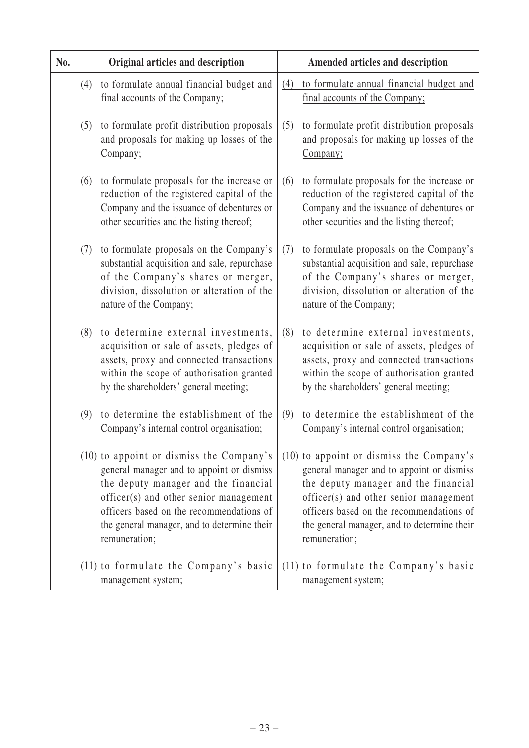| No. | Original articles and description | Amended articles and description |
| --- | --- | --- |
| | (4) to formulate annual financial budget and final accounts of the Company;<br><br>(5) to formulate profit distribution proposals and proposals for making up losses of the Company;<br><br>(6) to formulate proposals for the increase or reduction of the registered capital of the Company and the issuance of debentures or other securities and the listing thereof;<br><br>(7) to formulate proposals on the Company's substantial acquisition and sale, repurchase of the Company's shares or merger, division, dissolution or alteration of the nature of the Company;<br><br>(8) to determine external investments, acquisition or sale of assets, pledges of assets, proxy and connected transactions within the scope of authorisation granted by the shareholders' general meeting;<br><br>(9) to determine the establishment of the Company's internal control organisation;<br><br>(10) to appoint or dismiss the Company's general manager and to appoint or dismiss the deputy manager and the financial officer(s) and other senior management officers based on the recommendations of the general manager, and to determine their remuneration;<br><br>(11) to formulate the Company's basic management system; | <u>(4) to formulate annual financial budget and final accounts of the Company;</u><br><br><u>(5) to formulate profit distribution proposals and proposals for making up losses of the Company;</u><br><br>(6) to formulate proposals for the increase or reduction of the registered capital of the Company and the issuance of debentures or other securities and the listing thereof;<br><br>(7) to formulate proposals on the Company's substantial acquisition and sale, repurchase of the Company's shares or merger, division, dissolution or alteration of the nature of the Company;<br><br>(8) to determine external investments, acquisition or sale of assets, pledges of assets, proxy and connected transactions within the scope of authorisation granted by the shareholders' general meeting;<br><br>(9) to determine the establishment of the Company's internal control organisation;<br><br>(10) to appoint or dismiss the Company's general manager and to appoint or dismiss the deputy manager and the financial officer(s) and other senior management officers based on the recommendations of the general manager, and to determine their remuneration;<br><br>(11) to formulate the Company's basic management system; |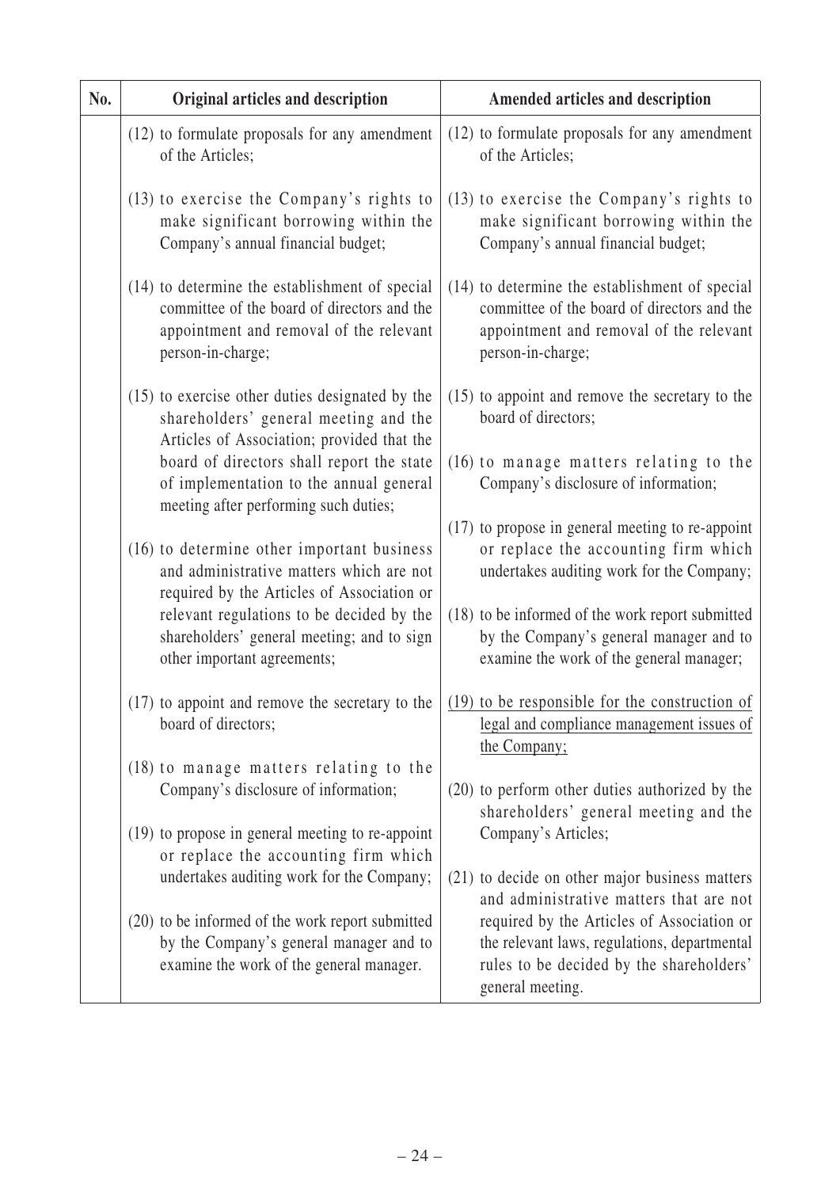| No. | Original articles and description | Amended articles and description |
|---|---|---|
| | (12) to formulate proposals for any amendment of the Articles;<br><br>(13) to exercise the Company's rights to make significant borrowing within the Company's annual financial budget;<br><br>(14) to determine the establishment of special committee of the board of directors and the appointment and removal of the relevant person-in-charge;<br><br>(15) to exercise other duties designated by the shareholders' general meeting and the Articles of Association; provided that the board of directors shall report the state of implementation to the annual general meeting after performing such duties;<br><br>(16) to determine other important business and administrative matters which are not required by the Articles of Association or relevant regulations to be decided by the shareholders' general meeting; and to sign other important agreements;<br><br>(17) to appoint and remove the secretary to the board of directors;<br><br>(18) to manage matters relating to the Company's disclosure of information;<br><br>(19) to propose in general meeting to re-appoint or replace the accounting firm which undertakes auditing work for the Company;<br><br>(20) to be informed of the work report submitted by the Company's general manager and to examine the work of the general manager. | (12) to formulate proposals for any amendment of the Articles;<br><br>(13) to exercise the Company's rights to make significant borrowing within the Company's annual financial budget;<br><br>(14) to determine the establishment of special committee of the board of directors and the appointment and removal of the relevant person-in-charge;<br><br>(15) to appoint and remove the secretary to the board of directors;<br><br>(16) to manage matters relating to the Company's disclosure of information;<br><br>(17) to propose in general meeting to re-appoint or replace the accounting firm which undertakes auditing work for the Company;<br><br>(18) to be informed of the work report submitted by the Company's general manager and to examine the work of the general manager;<br><br><u>(19) to be responsible for the construction of legal and compliance management issues of the Company;</u><br><br>(20) to perform other duties authorized by the shareholders' general meeting and the Company's Articles;<br><br>(21) to decide on other major business matters and administrative matters that are not required by the Articles of Association or the relevant laws, regulations, departmental rules to be decided by the shareholders' general meeting. |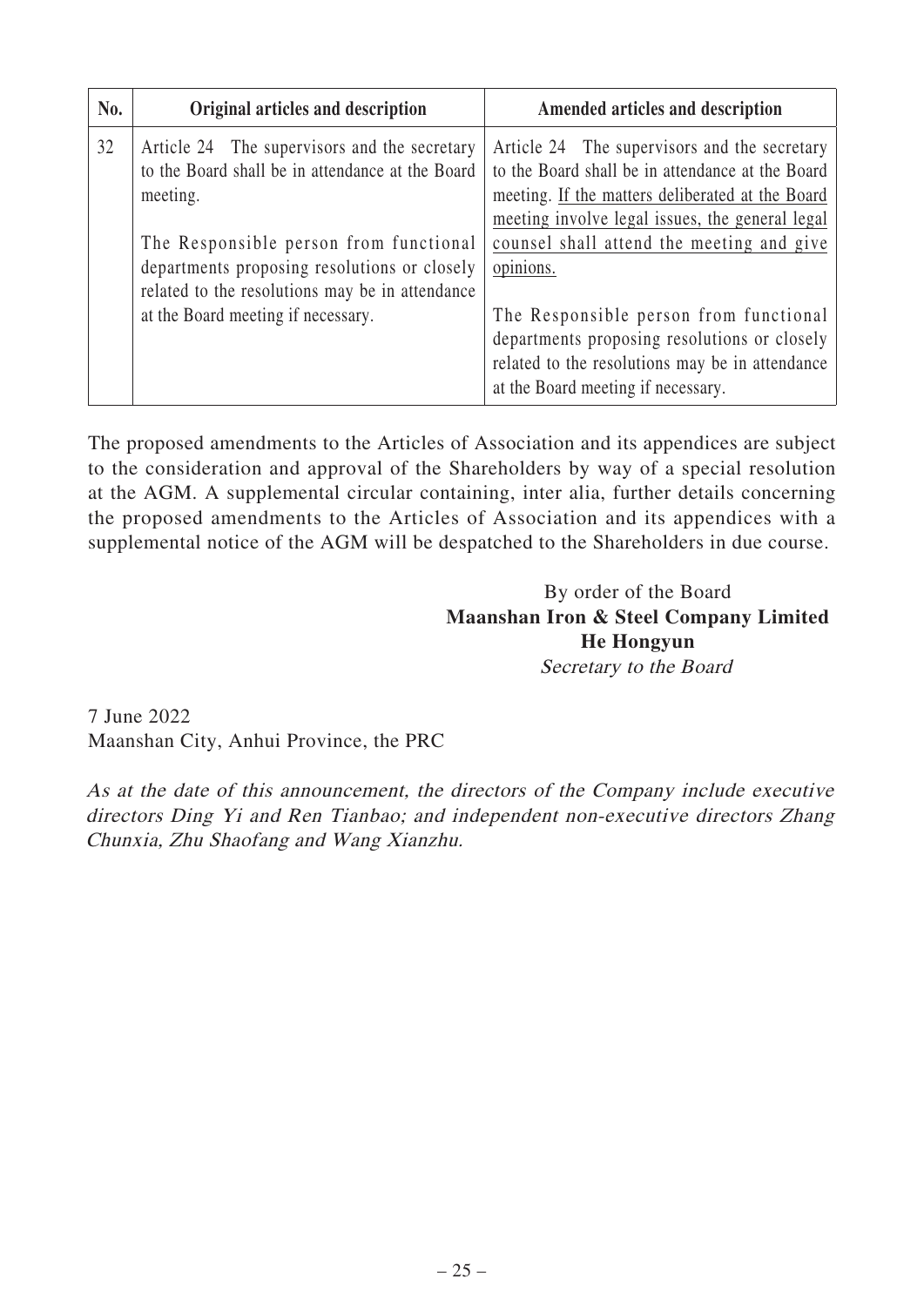| No. | Original articles and description | Amended articles and description |
|---|---|---|
| 32 | Article 24 The supervisors and the secretary to the Board shall be in attendance at the Board meeting.<br><br>The Responsible person from functional departments proposing resolutions or closely related to the resolutions may be in attendance at the Board meeting if necessary. | Article 24 The supervisors and the secretary to the Board shall be in attendance at the Board meeting. <u>If the matters deliberated at the Board meeting involve legal issues, the general legal counsel shall attend the meeting and give opinions.</u><br><br>The Responsible person from functional departments proposing resolutions or closely related to the resolutions may be in attendance at the Board meeting if necessary. |

The proposed amendments to the Articles of Association and its appendices are subject to the consideration and approval of the Shareholders by way of a special resolution at the AGM. A supplemental circular containing, inter alia, further details concerning the proposed amendments to the Articles of Association and its appendices with a supplemental notice of the AGM will be despatched to the Shareholders in due course.

By order of the Board
**Maanshan Iron & Steel Company Limited**
**He Hongyun**
*Secretary to the Board*

7 June 2022
Maanshan City, Anhui Province, the PRC

*As at the date of this announcement, the directors of the Company include executive directors Ding Yi and Ren Tianbao; and independent non-executive directors Zhang Chunxia, Zhu Shaofang and Wang Xianzhu.*